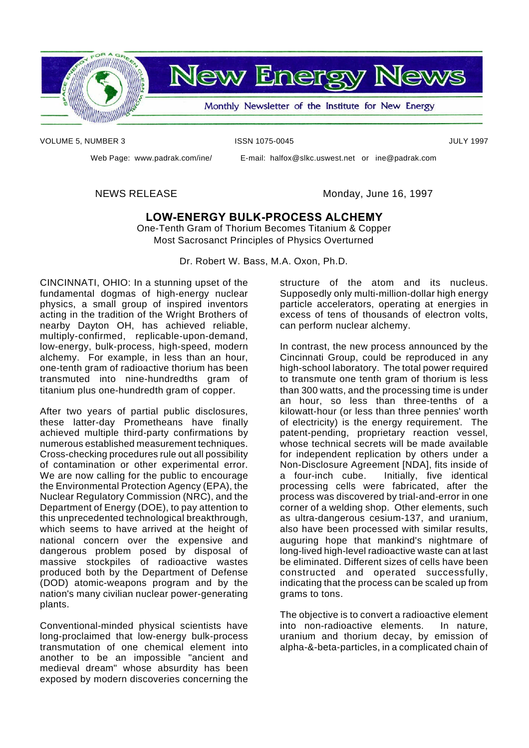# New Energy News

Monthly Newsletter of the Institute for New Energy

VOLUME 5, NUMBER 3 ISSN 1075-0045 JULY 1997

Web Page: www.padrak.com/ine/ E-mail: halfox@slkc.uswest.net or ine@padrak.com

NEWS RELEASE Monday, June 16, 1997

## LOW-ENERGY BULK-PROCESS ALCHEMY

One-Tenth Gram of Thorium Becomes Titanium & Copper
Most Sacrosanct Principles of Physics Overturned

Dr. Robert W. Bass, M.A. Oxon, Ph.D.

CINCINNATI, OHIO: In a stunning upset of the fundamental dogmas of high-energy nuclear physics, a small group of inspired inventors acting in the tradition of the Wright Brothers of nearby Dayton OH, has achieved reliable, multiply-confirmed, replicable-upon-demand, low-energy, bulk-process, high-speed, modern alchemy. For example, in less than an hour, one-tenth gram of radioactive thorium has been transmuted into nine-hundredths gram of titanium plus one-hundredth gram of copper.

After two years of partial public disclosures, these latter-day Prometheans have finally achieved multiple third-party confirmations by numerous established measurement techniques. Cross-checking procedures rule out all possibility of contamination or other experimental error. We are now calling for the public to encourage the Environmental Protection Agency (EPA), the Nuclear Regulatory Commission (NRC), and the Department of Energy (DOE), to pay attention to this unprecedented technological breakthrough, which seems to have arrived at the height of national concern over the expensive and dangerous problem posed by disposal of massive stockpiles of radioactive wastes produced both by the Department of Defense (DOD) atomic-weapons program and by the nation's many civilian nuclear power-generating plants.

Conventional-minded physical scientists have long-proclaimed that low-energy bulk-process transmutation of one chemical element into another to be an impossible "ancient and medieval dream" whose absurdity has been exposed by modern discoveries concerning the structure of the atom and its nucleus. Supposedly only multi-million-dollar high energy particle accelerators, operating at energies in excess of tens of thousands of electron volts, can perform nuclear alchemy.

In contrast, the new process announced by the Cincinnati Group, could be reproduced in any high-school laboratory. The total power required to transmute one tenth gram of thorium is less than 300 watts, and the processing time is under an hour, so less than three-tenths of a kilowatt-hour (or less than three pennies' worth of electricity) is the energy requirement. The patent-pending, proprietary reaction vessel, whose technical secrets will be made available for independent replication by others under a Non-Disclosure Agreement [NDA], fits inside of a four-inch cube. Initially, five identical processing cells were fabricated, after the process was discovered by trial-and-error in one corner of a welding shop. Other elements, such as ultra-dangerous cesium-137, and uranium, also have been processed with similar results, auguring hope that mankind's nightmare of long-lived high-level radioactive waste can at last be eliminated. Different sizes of cells have been constructed and operated successfully, indicating that the process can be scaled up from grams to tons.

The objective is to convert a radioactive element into non-radioactive elements. In nature, uranium and thorium decay, by emission of alpha-&-beta-particles, in a complicated chain of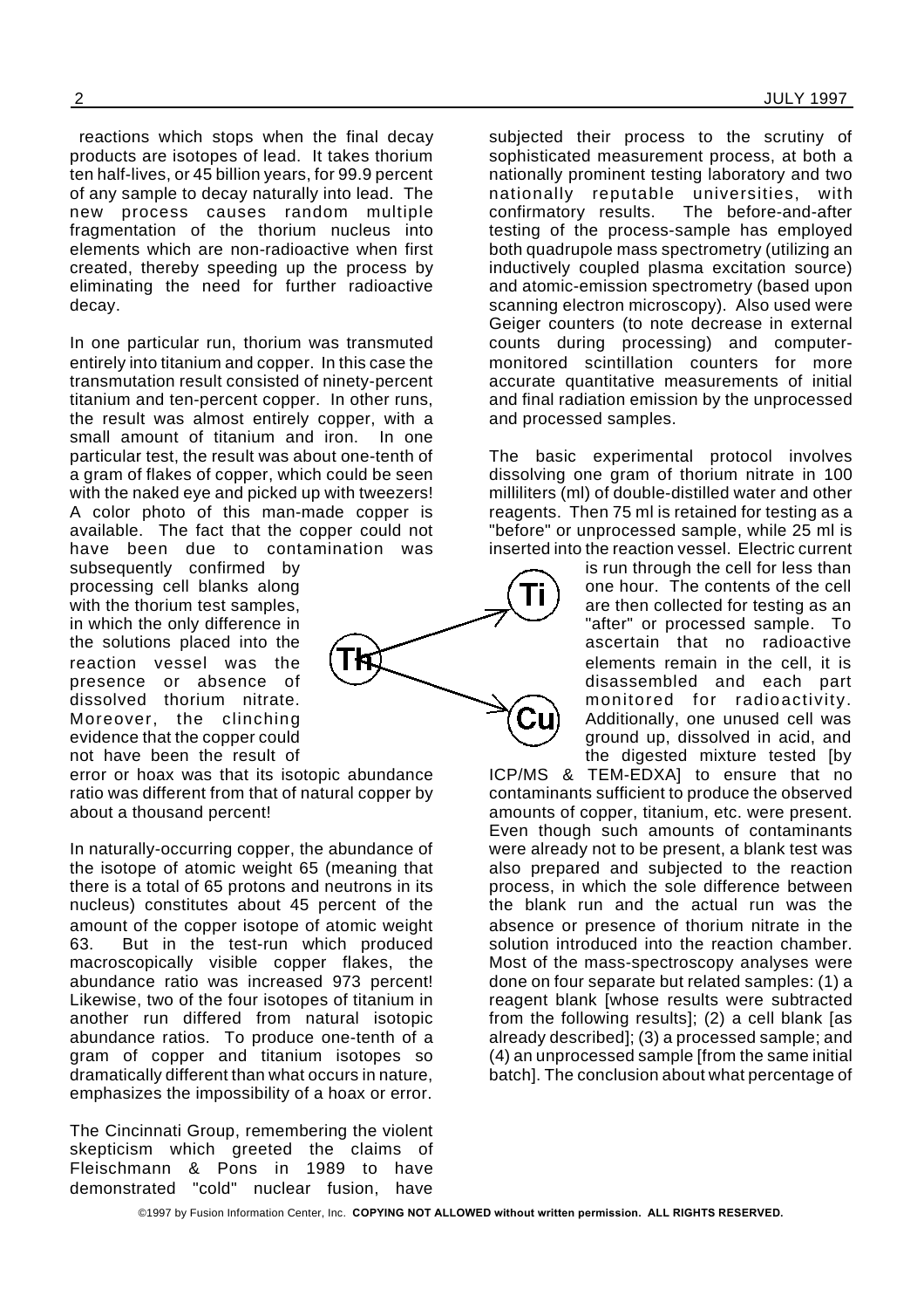reactions which stops when the final decay products are isotopes of lead. It takes thorium ten half-lives, or 45 billion years, for 99.9 percent of any sample to decay naturally into lead. The new process causes random multiple fragmentation of the thorium nucleus into elements which are non-radioactive when first created, thereby speeding up the process by eliminating the need for further radioactive decay.

In one particular run, thorium was transmuted entirely into titanium and copper. In this case the transmutation result consisted of ninety-percent titanium and ten-percent copper. In other runs, the result was almost entirely copper, with a small amount of titanium and iron. In one particular test, the result was about one-tenth of a gram of flakes of copper, which could be seen with the naked eye and picked up with tweezers! A color photo of this man-made copper is available. The fact that the copper could not have been due to contamination was subsequently confirmed by processing cell blanks along with the thorium test samples, in which the only difference in the solutions placed into the reaction vessel was the presence or absence of dissolved thorium nitrate. Moreover, the clinching evidence that the copper could not have been the result of error or hoax was that its isotopic abundance ratio was different from that of natural copper by about a thousand percent!

In naturally-occurring copper, the abundance of the isotope of atomic weight 65 (meaning that there is a total of 65 protons and neutrons in its nucleus) constitutes about 45 percent of the amount of the copper isotope of atomic weight 63. But in the test-run which produced macroscopically visible copper flakes, the abundance ratio was increased 973 percent! Likewise, two of the four isotopes of titanium in another run differed from natural isotopic abundance ratios. To produce one-tenth of a gram of copper and titanium isotopes so dramatically different than what occurs in nature, emphasizes the impossibility of a hoax or error.

The Cincinnati Group, remembering the violent skepticism which greeted the claims of Fleischmann & Pons in 1989 to have demonstrated "cold" nuclear fusion, have subjected their process to the scrutiny of sophisticated measurement process, at both a nationally prominent testing laboratory and two nationally reputable universities, with confirmatory results. The before-and-after testing of the process-sample has employed both quadrupole mass spectrometry (utilizing an inductively coupled plasma excitation source) and atomic-emission spectrometry (based upon scanning electron microscopy). Also used were Geiger counters (to note decrease in external counts during processing) and computer-monitored scintillation counters for more accurate quantitative measurements of initial and final radiation emission by the unprocessed and processed samples.

The basic experimental protocol involves dissolving one gram of thorium nitrate in 100 milliliters (ml) of double-distilled water and other reagents. Then 75 ml is retained for testing as a "before" or unprocessed sample, while 25 ml is inserted into the reaction vessel. Electric current is run through the cell for less than one hour. The contents of the cell are then collected for testing as an "after" or processed sample. To ascertain that no radioactive elements remain in the cell, it is disassembled and each part monitored for radioactivity. Additionally, one unused cell was ground up, dissolved in acid, and the digested mixture tested [by ICP/MS & TEM-EDXA] to ensure that no contaminants sufficient to produce the observed amounts of copper, titanium, etc. were present. Even though such amounts of contaminants were already not to be present, a blank test was also prepared and subjected to the reaction process, in which the sole difference between the blank run and the actual run was the absence or presence of thorium nitrate in the solution introduced into the reaction chamber. Most of the mass-spectroscopy analyses were done on four separate but related samples: (1) a reagent blank [whose results were subtracted from the following results]; (2) a cell blank [as already described]; (3) a processed sample; and (4) an unprocessed sample [from the same initial batch]. The conclusion about what percentage of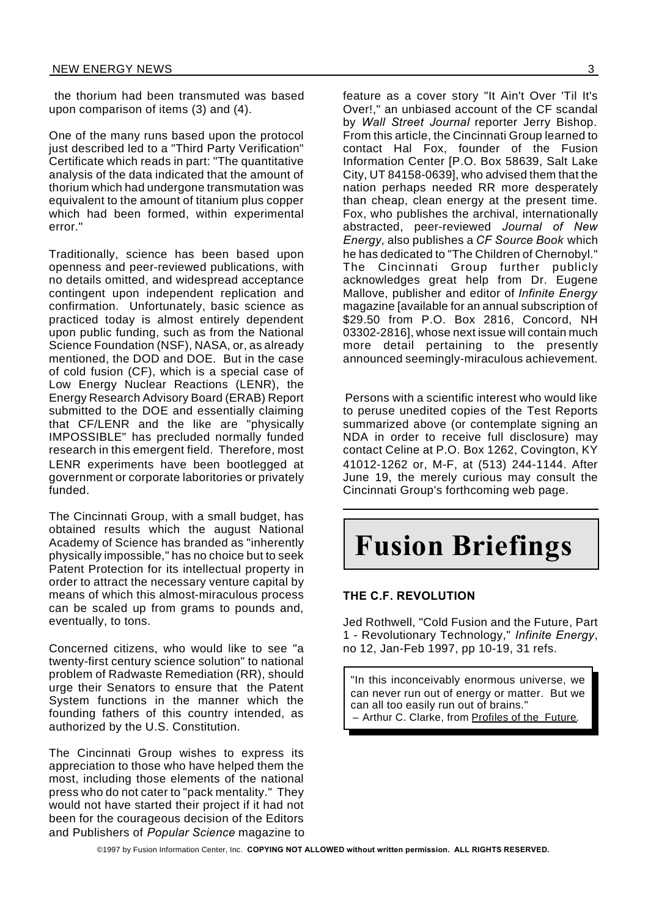the thorium had been transmuted was based upon comparison of items (3) and (4).

One of the many runs based upon the protocol just described led to a "Third Party Verification" Certificate which reads in part: "The quantitative analysis of the data indicated that the amount of thorium which had undergone transmutation was equivalent to the amount of titanium plus copper which had been formed, within experimental error."

Traditionally, science has been based upon openness and peer-reviewed publications, with no details omitted, and widespread acceptance contingent upon independent replication and confirmation. Unfortunately, basic science as practiced today is almost entirely dependent upon public funding, such as from the National Science Foundation (NSF), NASA, or, as already mentioned, the DOD and DOE. But in the case of cold fusion (CF), which is a special case of Low Energy Nuclear Reactions (LENR), the Energy Research Advisory Board (ERAB) Report submitted to the DOE and essentially claiming that CF/LENR and the like are "physically IMPOSSIBLE" has precluded normally funded research in this emergent field. Therefore, most LENR experiments have been bootlegged at government or corporate laboritories or privately funded.

The Cincinnati Group, with a small budget, has obtained results which the august National Academy of Science has branded as "inherently physically impossible," has no choice but to seek Patent Protection for its intellectual property in order to attract the necessary venture capital by means of which this almost-miraculous process can be scaled up from grams to pounds and, eventually, to tons.

Concerned citizens, who would like to see "a twenty-first century science solution" to national problem of Radwaste Remediation (RR), should urge their Senators to ensure that the Patent System functions in the manner which the founding fathers of this country intended, as authorized by the U.S. Constitution.

The Cincinnati Group wishes to express its appreciation to those who have helped them the most, including those elements of the national press who do not cater to "pack mentality." They would not have started their project if it had not been for the courageous decision of the Editors and Publishers of *Popular Science* magazine to feature as a cover story "It Ain't Over 'Til It's Over!," an unbiased account of the CF scandal by *Wall Street Journal* reporter Jerry Bishop. From this article, the Cincinnati Group learned to contact Hal Fox, founder of the Fusion Information Center [P.O. Box 58639, Salt Lake City, UT 84158-0639], who advised them that the nation perhaps needed RR more desperately than cheap, clean energy at the present time. Fox, who publishes the archival, internationally abstracted, peer-reviewed *Journal of New Energy*, also publishes a *CF Source Book* which he has dedicated to "The Children of Chernobyl." The Cincinnati Group further publicly acknowledges great help from Dr. Eugene Mallove, publisher and editor of *Infinite Energy* magazine [available for an annual subscription of $29.50 from P.O. Box 2816, Concord, NH 03302-2816], whose next issue will contain much more detail pertaining to the presently announced seemingly-miraculous achievement.

Persons with a scientific interest who would like to peruse unedited copies of the Test Reports summarized above (or contemplate signing an NDA in order to receive full disclosure) may contact Celine at P.O. Box 1262, Covington, KY 41012-1262 or, M-F, at (513) 244-1144. After June 19, the merely curious may consult the Cincinnati Group's forthcoming web page.

# Fusion Briefings

### THE C.F. REVOLUTION

Jed Rothwell, "Cold Fusion and the Future, Part 1 - Revolutionary Technology," *Infinite Energy*, no 12, Jan-Feb 1997, pp 10-19, 31 refs.

> "In this inconceivably enormous universe, we can never run out of energy or matter. But we can all too easily run out of brains."
> – Arthur C. Clarke, from Profiles of the Future.

©1997 by Fusion Information Center, Inc. **COPYING NOT ALLOWED without written permission. ALL RIGHTS RESERVED.**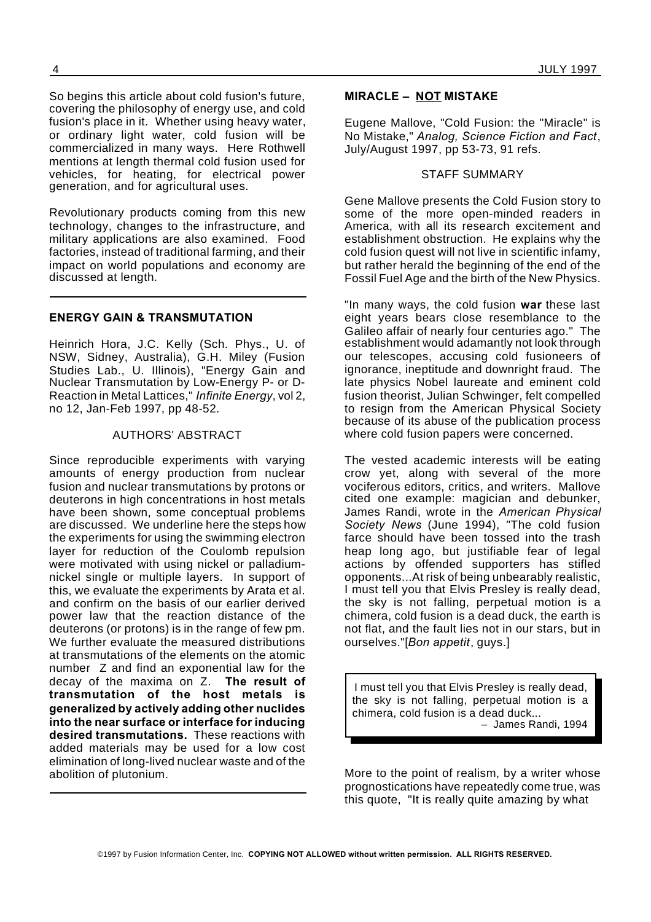So begins this article about cold fusion's future, covering the philosophy of energy use, and cold fusion's place in it. Whether using heavy water, or ordinary light water, cold fusion will be commercialized in many ways. Here Rothwell mentions at length thermal cold fusion used for vehicles, for heating, for electrical power generation, and for agricultural uses.

Revolutionary products coming from this new technology, changes to the infrastructure, and military applications are also examined. Food factories, instead of traditional farming, and their impact on world populations and economy are discussed at length.

---

### ENERGY GAIN & TRANSMUTATION

Heinrich Hora, J.C. Kelly (Sch. Phys., U. of NSW, Sidney, Australia), G.H. Miley (Fusion Studies Lab., U. Illinois), "Energy Gain and Nuclear Transmutation by Low-Energy P- or D-Reaction in Metal Lattices," *Infinite Energy*, vol 2, no 12, Jan-Feb 1997, pp 48-52.

AUTHORS' ABSTRACT

Since reproducible experiments with varying amounts of energy production from nuclear fusion and nuclear transmutations by protons or deuterons in high concentrations in host metals have been shown, some conceptual problems are discussed. We underline here the steps how the experiments for using the swimming electron layer for reduction of the Coulomb repulsion were motivated with using nickel or palladium-nickel single or multiple layers. In support of this, we evaluate the experiments by Arata et al. and confirm on the basis of our earlier derived power law that the reaction distance of the deuterons (or protons) is in the range of few pm. We further evaluate the measured distributions at transmutations of the elements on the atomic number Z and find an exponential law for the decay of the maxima on Z. **The result of transmutation of the host metals is generalized by actively adding other nuclides into the near surface or interface for inducing desired transmutations.** These reactions with added materials may be used for a low cost elimination of long-lived nuclear waste and of the abolition of plutonium.

---

### MIRACLE – NOT MISTAKE

Eugene Mallove, "Cold Fusion: the "Miracle" is No Mistake," *Analog, Science Fiction and Fact*, July/August 1997, pp 53-73, 91 refs.

STAFF SUMMARY

Gene Mallove presents the Cold Fusion story to some of the more open-minded readers in America, with all its research excitement and establishment obstruction. He explains why the cold fusion quest will not live in scientific infamy, but rather herald the beginning of the end of the Fossil Fuel Age and the birth of the New Physics.

"In many ways, the cold fusion **war** these last eight years bears close resemblance to the Galileo affair of nearly four centuries ago." The establishment would adamantly not look through our telescopes, accusing cold fusioneers of ignorance, ineptitude and downright fraud. The late physics Nobel laureate and eminent cold fusion theorist, Julian Schwinger, felt compelled to resign from the American Physical Society because of its abuse of the publication process where cold fusion papers were concerned.

The vested academic interests will be eating crow yet, along with several of the more vociferous editors, critics, and writers. Mallove cited one example: magician and debunker, James Randi, wrote in the *American Physical Society News* (June 1994), "The cold fusion farce should have been tossed into the trash heap long ago, but justifiable fear of legal actions by offended supporters has stifled opponents...At risk of being unbearably realistic, I must tell you that Elvis Presley is really dead, the sky is not falling, perpetual motion is a chimera, cold fusion is a dead duck, the earth is not flat, and the fault lies not in our stars, but in ourselves."[*Bon appetit*, guys.]

> I must tell you that Elvis Presley is really dead, the sky is not falling, perpetual motion is a chimera, cold fusion is a dead duck...
>
> – James Randi, 1994

More to the point of realism, by a writer whose prognostications have repeatedly come true, was this quote, "It is really quite amazing by what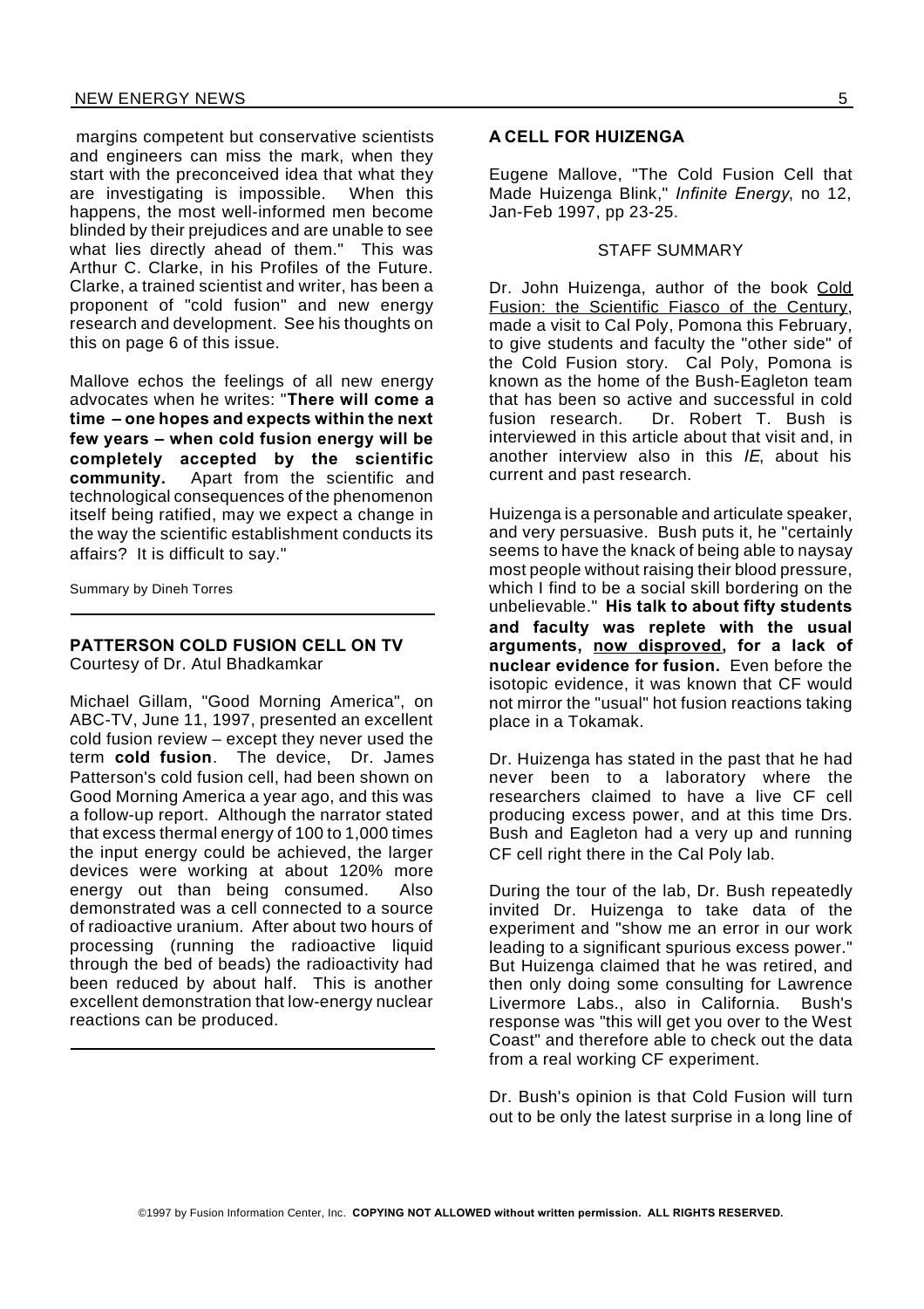margins competent but conservative scientists and engineers can miss the mark, when they start with the preconceived idea that what they are investigating is impossible. When this happens, the most well-informed men become blinded by their prejudices and are unable to see what lies directly ahead of them." This was Arthur C. Clarke, in his Profiles of the Future. Clarke, a trained scientist and writer, has been a proponent of "cold fusion" and new energy research and development. See his thoughts on this on page 6 of this issue.

Mallove echos the feelings of all new energy advocates when he writes: "**There will come a time – one hopes and expects within the next few years – when cold fusion energy will be completely accepted by the scientific community.** Apart from the scientific and technological consequences of the phenomenon itself being ratified, may we expect a change in the way the scientific establishment conducts its affairs? It is difficult to say."

Summary by Dineh Torres

---

### PATTERSON COLD FUSION CELL ON TV

Courtesy of Dr. Atul Bhadkamkar

Michael Gillam, "Good Morning America", on ABC-TV, June 11, 1997, presented an excellent cold fusion review – except they never used the term **cold fusion**. The device, Dr. James Patterson's cold fusion cell, had been shown on Good Morning America a year ago, and this was a follow-up report. Although the narrator stated that excess thermal energy of 100 to 1,000 times the input energy could be achieved, the larger devices were working at about 120% more energy out than being consumed. Also demonstrated was a cell connected to a source of radioactive uranium. After about two hours of processing (running the radioactive liquid through the bed of beads) the radioactivity had been reduced by about half. This is another excellent demonstration that low-energy nuclear reactions can be produced.

---

### A CELL FOR HUIZENGA

Eugene Mallove, "The Cold Fusion Cell that Made Huizenga Blink," *Infinite Energy*, no 12, Jan-Feb 1997, pp 23-25.

STAFF SUMMARY

Dr. John Huizenga, author of the book Cold Fusion: the Scientific Fiasco of the Century, made a visit to Cal Poly, Pomona this February, to give students and faculty the "other side" of the Cold Fusion story. Cal Poly, Pomona is known as the home of the Bush-Eagleton team that has been so active and successful in cold fusion research. Dr. Robert T. Bush is interviewed in this article about that visit and, in another interview also in this *IE*, about his current and past research.

Huizenga is a personable and articulate speaker, and very persuasive. Bush puts it, he "certainly seems to have the knack of being able to naysay most people without raising their blood pressure, which I find to be a social skill bordering on the unbelievable." **His talk to about fifty students and faculty was replete with the usual arguments, now disproved, for a lack of nuclear evidence for fusion.** Even before the isotopic evidence, it was known that CF would not mirror the "usual" hot fusion reactions taking place in a Tokamak.

Dr. Huizenga has stated in the past that he had never been to a laboratory where the researchers claimed to have a live CF cell producing excess power, and at this time Drs. Bush and Eagleton had a very up and running CF cell right there in the Cal Poly lab.

During the tour of the lab, Dr. Bush repeatedly invited Dr. Huizenga to take data of the experiment and "show me an error in our work leading to a significant spurious excess power." But Huizenga claimed that he was retired, and then only doing some consulting for Lawrence Livermore Labs., also in California. Bush's response was "this will get you over to the West Coast" and therefore able to check out the data from a real working CF experiment.

Dr. Bush's opinion is that Cold Fusion will turn out to be only the latest surprise in a long line of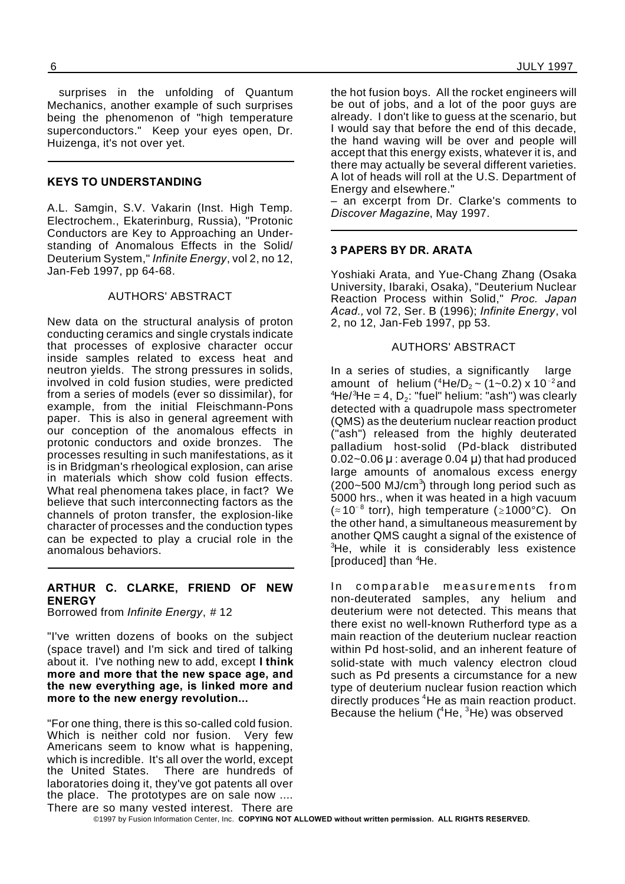surprises in the unfolding of Quantum Mechanics, another example of such surprises being the phenomenon of "high temperature superconductors." Keep your eyes open, Dr. Huizenga, it's not over yet.

---

## KEYS TO UNDERSTANDING

A.L. Samgin, S.V. Vakarin (Inst. High Temp. Electrochem., Ekaterinburg, Russia), "Protonic Conductors are Key to Approaching an Understanding of Anomalous Effects in the Solid/Deuterium System," *Infinite Energy*, vol 2, no 12, Jan-Feb 1997, pp 64-68.

AUTHORS' ABSTRACT

New data on the structural analysis of proton conducting ceramics and single crystals indicate that processes of explosive character occur inside samples related to excess heat and neutron yields. The strong pressures in solids, involved in cold fusion studies, were predicted from a series of models (ever so dissimilar), for example, from the initial Fleischmann-Pons paper. This is also in general agreement with our conception of the anomalous effects in protonic conductors and oxide bronzes. The processes resulting in such manifestations, as it is in Bridgman's rheological explosion, can arise in materials which show cold fusion effects. What real phenomena takes place, in fact? We believe that such interconnecting factors as the channels of proton transfer, the explosion-like character of processes and the conduction types can be expected to play a crucial role in the anomalous behaviors.

---

## ARTHUR C. CLARKE, FRIEND OF NEW ENERGY

Borrowed from *Infinite Energy*, # 12

"I've written dozens of books on the subject (space travel) and I'm sick and tired of talking about it. I've nothing new to add, except **I think more and more that the new space age, and the new everything age, is linked more and more to the new energy revolution...**

"For one thing, there is this so-called cold fusion. Which is neither cold nor fusion. Very few Americans seem to know what is happening, which is incredible. It's all over the world, except the United States. There are hundreds of laboratories doing it, they've got patents all over the place. The prototypes are on sale now .... There are so many vested interest. There are the hot fusion boys. All the rocket engineers will be out of jobs, and a lot of the poor guys are already. I don't like to guess at the scenario, but I would say that before the end of this decade, the hand waving will be over and people will accept that this energy exists, whatever it is, and there may actually be several different varieties. A lot of heads will roll at the U.S. Department of Energy and elsewhere."

– an excerpt from Dr. Clarke's comments to *Discover Magazine*, May 1997.

---

## 3 PAPERS BY DR. ARATA

Yoshiaki Arata, and Yue-Chang Zhang (Osaka University, Ibaraki, Osaka), "Deuterium Nuclear Reaction Process within Solid," *Proc. Japan Acad.,* vol 72, Ser. B (1996); *Infinite Energy*, vol 2, no 12, Jan-Feb 1997, pp 53.

AUTHORS' ABSTRACT

In a series of studies, a significantly large amount of helium ($^4He/D_2 \sim (1\sim0.2) \times 10^{-2}$ and $^4He/^3He = 4$, $D_2$: "fuel" helium: "ash") was clearly detected with a quadrupole mass spectrometer (QMS) as the deuterium nuclear reaction product ("ash") released from the highly deuterated palladium host-solid (Pd-black distributed 0.02~0.06 μ : average 0.04 μ) that had produced large amounts of anomalous excess energy (200~500 MJ/cm$^3$) through long period such as 5000 hrs., when it was heated in a high vacuum ($\approx 10^{-8}$ torr), high temperature ($\geq$1000°C). On the other hand, a simultaneous measurement by another QMS caught a signal of the existence of $^3$He, while it is considerably less existence [produced] than $^4$He.

In comparable measurements from non-deuterated samples, any helium and deuterium were not detected. This means that there exist no well-known Rutherford type as a main reaction of the deuterium nuclear reaction within Pd host-solid, and an inherent feature of solid-state with much valency electron cloud such as Pd presents a circumstance for a new type of deuterium nuclear fusion reaction which directly produces $^4$He as main reaction product. Because the helium ($^4$He, $^3$He) was observed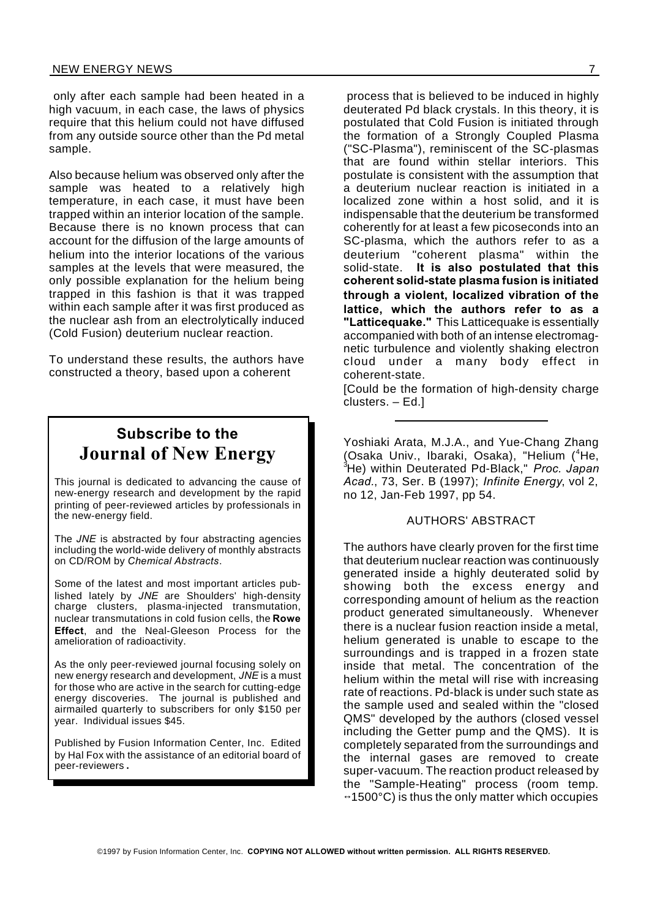only after each sample had been heated in a high vacuum, in each case, the laws of physics require that this helium could not have diffused from any outside source other than the Pd metal sample.

Also because helium was observed only after the sample was heated to a relatively high temperature, in each case, it must have been trapped within an interior location of the sample. Because there is no known process that can account for the diffusion of the large amounts of helium into the interior locations of the various samples at the levels that were measured, the only possible explanation for the helium being trapped in this fashion is that it was trapped within each sample after it was first produced as the nuclear ash from an electrolytically induced (Cold Fusion) deuterium nuclear reaction.

To understand these results, the authors have constructed a theory, based upon a coherent process that is believed to be induced in highly deuterated Pd black crystals. In this theory, it is postulated that Cold Fusion is initiated through the formation of a Strongly Coupled Plasma ("SC-Plasma"), reminiscent of the SC-plasmas that are found within stellar interiors. This postulate is consistent with the assumption that a deuterium nuclear reaction is initiated in a localized zone within a host solid, and it is indispensable that the deuterium be transformed coherently for at least a few picoseconds into an SC-plasma, which the authors refer to as a deuterium "coherent plasma" within the solid-state. **It is also postulated that this coherent solid-state plasma fusion is initiated through a violent, localized vibration of the lattice, which the authors refer to as a "Latticequake."** This Latticequake is essentially accompanied with both of an intense electromagnetic turbulence and violently shaking electron cloud under a many body effect in coherent-state.

[Could be the formation of high-density charge clusters. – Ed.]

---

Yoshiaki Arata, M.J.A., and Yue-Chang Zhang (Osaka Univ., Ibaraki, Osaka), "Helium ($^4$He, $^3$He) within Deuterated Pd-Black," *Proc. Japan Acad.*, 73, Ser. B (1997); *Infinite Energy*, vol 2, no 12, Jan-Feb 1997, pp 54.

AUTHORS' ABSTRACT

The authors have clearly proven for the first time that deuterium nuclear reaction was continuously generated inside a highly deuterated solid by showing both the excess energy and corresponding amount of helium as the reaction product generated simultaneously. Whenever there is a nuclear fusion reaction inside a metal, helium generated is unable to escape to the surroundings and is trapped in a frozen state inside that metal. The concentration of the helium within the metal will rise with increasing rate of reactions. Pd-black is under such state as the sample used and sealed within the "closed QMS" developed by the authors (closed vessel including the Getter pump and the QMS). It is completely separated from the surroundings and the internal gases are removed to create super-vacuum. The reaction product released by the "Sample-Heating" process (room temp. ↔1500°C) is thus the only matter which occupies

## Subscribe to the Journal of New Energy

This journal is dedicated to advancing the cause of new-energy research and development by the rapid printing of peer-reviewed articles by professionals in the new-energy field.

The *JNE* is abstracted by four abstracting agencies including the world-wide delivery of monthly abstracts on CD/ROM by *Chemical Abstracts*.

Some of the latest and most important articles published lately by *JNE* are Shoulders' high-density charge clusters, plasma-injected transmutation, nuclear transmutations in cold fusion cells, the **Rowe Effect**, and the Neal-Gleeson Process for the amelioration of radioactivity.

As the only peer-reviewed journal focusing solely on new energy research and development, *JNE* is a must for those who are active in the search for cutting-edge energy discoveries. The journal is published and airmailed quarterly to subscribers for only $150 per year. Individual issues $45.

Published by Fusion Information Center, Inc. Edited by Hal Fox with the assistance of an editorial board of peer-reviewers.

©1997 by Fusion Information Center, Inc. **COPYING NOT ALLOWED without written permission. ALL RIGHTS RESERVED.**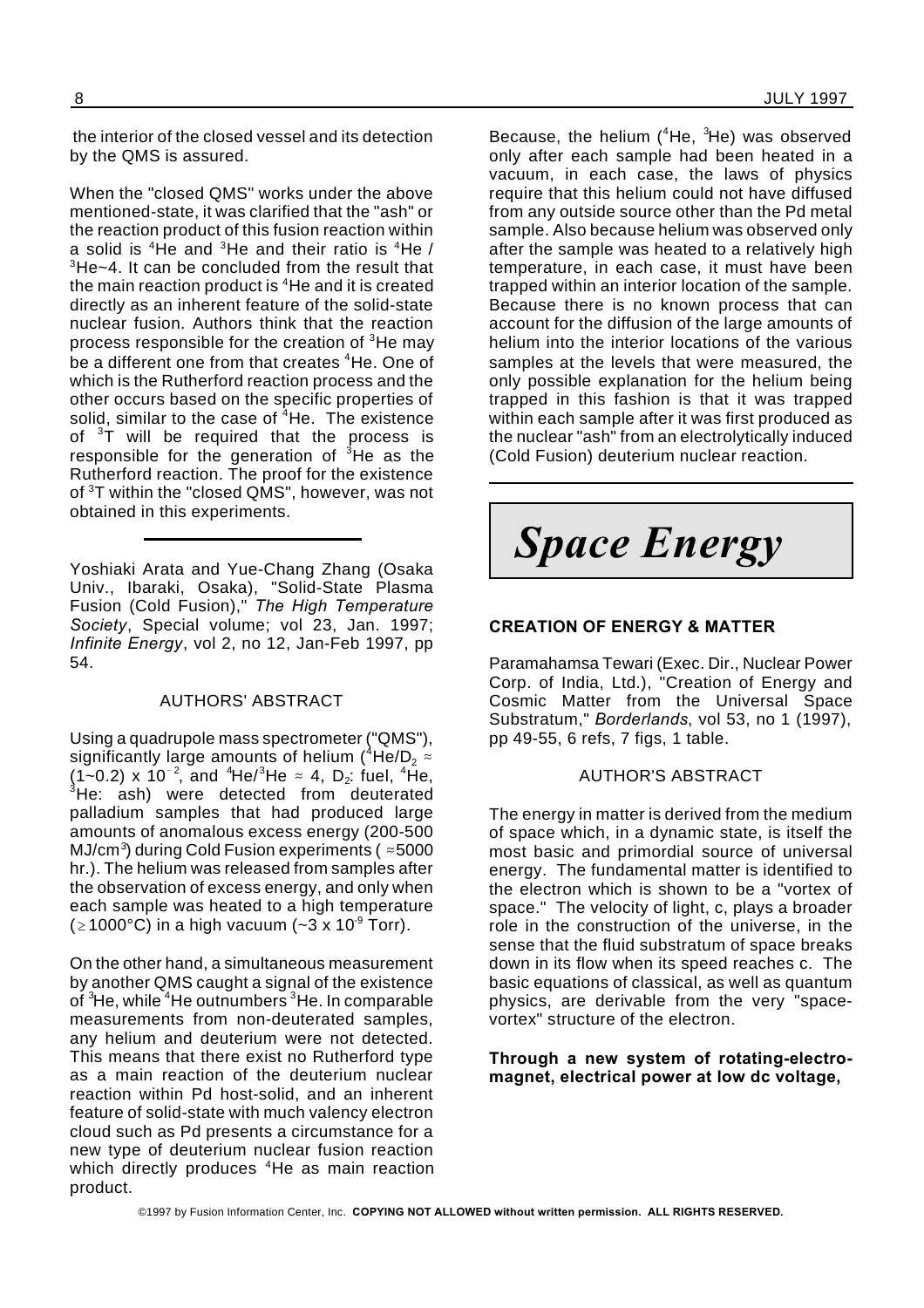the interior of the closed vessel and its detection by the QMS is assured.

When the "closed QMS" works under the above mentioned-state, it was clarified that the "ash" or the reaction product of this fusion reaction within a solid is $^4He$ and $^3He$ and their ratio is $^4He$ / $^3He$~4. It can be concluded from the result that the main reaction product is $^4He$ and it is created directly as an inherent feature of the solid-state nuclear fusion. Authors think that the reaction process responsible for the creation of $^3He$ may be a different one from that creates $^4He$. One of which is the Rutherford reaction process and the other occurs based on the specific properties of solid, similar to the case of $^4He$. The existence of $^3T$ will be required that the process is responsible for the generation of $^3He$ as the Rutherford reaction. The proof for the existence of $^3T$ within the "closed QMS", however, was not obtained in this experiments.

---

Yoshiaki Arata and Yue-Chang Zhang (Osaka Univ., Ibaraki, Osaka), "Solid-State Plasma Fusion (Cold Fusion)," *The High Temperature Society*, Special volume; vol 23, Jan. 1997; *Infinite Energy*, vol 2, no 12, Jan-Feb 1997, pp 54.

AUTHORS' ABSTRACT

Using a quadrupole mass spectrometer ("QMS"), significantly large amounts of helium ($^4He/D_2 \approx (1\text{~}0.2) \times 10^{-2}$, and $^4He/^3He \approx 4$, $D_2$: fuel, $^4He$, $^3He$: ash) were detected from deuterated palladium samples that had produced large amounts of anomalous excess energy (200-500 MJ/cm$^3$) during Cold Fusion experiments ( $\approx$5000 hr.). The helium was released from samples after the observation of excess energy, and only when each sample was heated to a high temperature ($\geq$1000°C) in a high vacuum (~3 x $10^{-9}$ Torr).

On the other hand, a simultaneous measurement by another QMS caught a signal of the existence of $^3He$, while $^4He$ outnumbers $^3He$. In comparable measurements from non-deuterated samples, any helium and deuterium were not detected. This means that there exist no Rutherford type as a main reaction of the deuterium nuclear reaction within Pd host-solid, and an inherent feature of solid-state with much valency electron cloud such as Pd presents a circumstance for a new type of deuterium nuclear fusion reaction which directly produces $^4He$ as main reaction product.

Because, the helium ($^4He$, $^3He$) was observed only after each sample had been heated in a vacuum, in each case, the laws of physics require that this helium could not have diffused from any outside source other than the Pd metal sample. Also because helium was observed only after the sample was heated to a relatively high temperature, in each case, it must have been trapped within an interior location of the sample. Because there is no known process that can account for the diffusion of the large amounts of helium into the interior locations of the various samples at the levels that were measured, the only possible explanation for the helium being trapped in this fashion is that it was trapped within each sample after it was first produced as the nuclear "ash" from an electrolytically induced (Cold Fusion) deuterium nuclear reaction.

---

# *Space Energy*

### CREATION OF ENERGY & MATTER

Paramahamsa Tewari (Exec. Dir., Nuclear Power Corp. of India, Ltd.), "Creation of Energy and Cosmic Matter from the Universal Space Substratum," *Borderlands*, vol 53, no 1 (1997), pp 49-55, 6 refs, 7 figs, 1 table.

AUTHOR'S ABSTRACT

The energy in matter is derived from the medium of space which, in a dynamic state, is itself the most basic and primordial source of universal energy. The fundamental matter is identified to the electron which is shown to be a "vortex of space." The velocity of light, c, plays a broader role in the construction of the universe, in the sense that the fluid substratum of space breaks down in its flow when its speed reaches c. The basic equations of classical, as well as quantum physics, are derivable from the very "space-vortex" structure of the electron.

**Through a new system of rotating-electro-magnet, electrical power at low dc voltage,**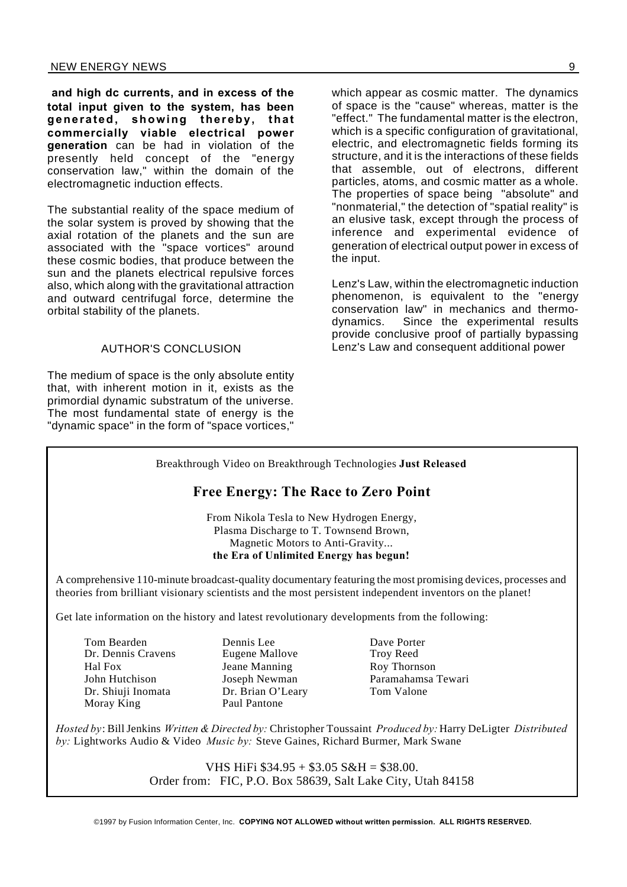**and high dc currents, and in excess of the total input given to the system, has been generated, showing thereby, that commercially viable electrical power generation** can be had in violation of the presently held concept of the "energy conservation law," within the domain of the electromagnetic induction effects.

The substantial reality of the space medium of the solar system is proved by showing that the axial rotation of the planets and the sun are associated with the "space vortices" around these cosmic bodies, that produce between the sun and the planets electrical repulsive forces also, which along with the gravitational attraction and outward centrifugal force, determine the orbital stability of the planets.

### AUTHOR'S CONCLUSION

The medium of space is the only absolute entity that, with inherent motion in it, exists as the primordial dynamic substratum of the universe. The most fundamental state of energy is the "dynamic space" in the form of "space vortices," which appear as cosmic matter. The dynamics of space is the "cause" whereas, matter is the "effect." The fundamental matter is the electron, which is a specific configuration of gravitational, electric, and electromagnetic fields forming its structure, and it is the interactions of these fields that assemble, out of electrons, different particles, atoms, and cosmic matter as a whole. The properties of space being "absolute" and "nonmaterial," the detection of "spatial reality" is an elusive task, except through the process of inference and experimental evidence of generation of electrical output power in excess of the input.

Lenz's Law, within the electromagnetic induction phenomenon, is equivalent to the "energy conservation law" in mechanics and thermodynamics. Since the experimental results provide conclusive proof of partially bypassing Lenz's Law and consequent additional power

---

Breakthrough Video on Breakthrough Technologies **Just Released**

## Free Energy: The Race to Zero Point

From Nikola Tesla to New Hydrogen Energy,
Plasma Discharge to T. Townsend Brown,
Magnetic Motors to Anti-Gravity...
**the Era of Unlimited Energy has begun!**

A comprehensive 110-minute broadcast-quality documentary featuring the most promising devices, processes and theories from brilliant visionary scientists and the most persistent independent inventors on the planet!

Get late information on the history and latest revolutionary developments from the following:

- Tom Bearden
- Dr. Dennis Cravens
- Hal Fox
- John Hutchison
- Dr. Shiuji Inomata
- Moray King
- Dennis Lee
- Eugene Mallove
- Jeane Manning
- Joseph Newman
- Dr. Brian O'Leary
- Paul Pantone
- Dave Porter
- Troy Reed
- Roy Thornson
- Paramahamsa Tewari
- Tom Valone

*Hosted by*: Bill Jenkins *Written & Directed by:* Christopher Toussaint *Produced by:* Harry DeLigter *Distributed by:* Lightworks Audio & Video *Music by:* Steve Gaines, Richard Burmer, Mark Swane

VHS HiFi $34.95 + $3.05 S&H = $38.00.
Order from: FIC, P.O. Box 58639, Salt Lake City, Utah 84158

---

©1997 by Fusion Information Center, Inc. **COPYING NOT ALLOWED without written permission. ALL RIGHTS RESERVED.**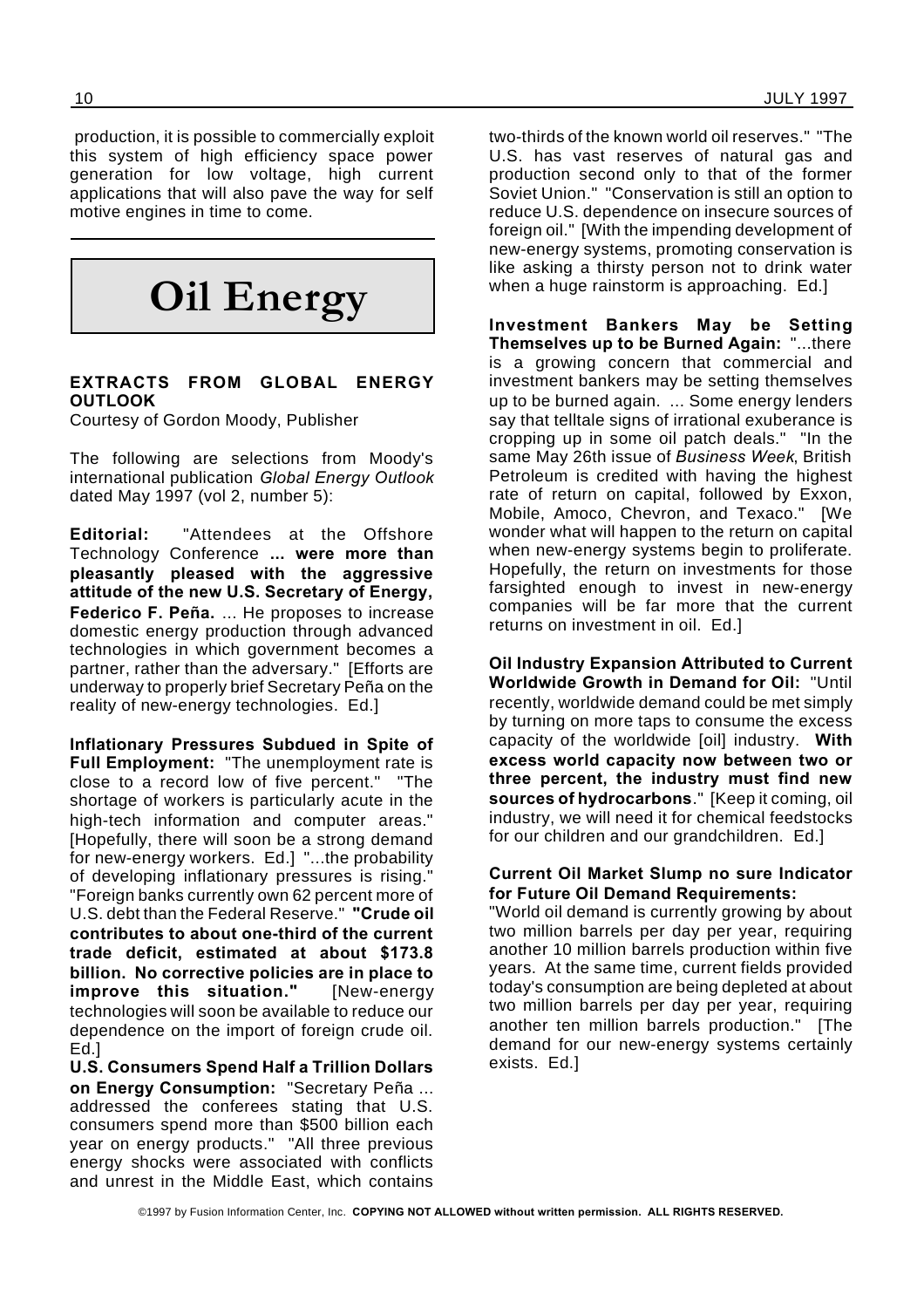production, it is possible to commercially exploit this system of high efficiency space power generation for low voltage, high current applications that will also pave the way for self motive engines in time to come.

# Oil Energy

**EXTRACTS FROM GLOBAL ENERGY OUTLOOK**
Courtesy of Gordon Moody, Publisher

The following are selections from Moody's international publication *Global Energy Outlook* dated May 1997 (vol 2, number 5):

**Editorial:** "Attendees at the Offshore Technology Conference **... were more than pleasantly pleased with the aggressive attitude of the new U.S. Secretary of Energy, Federico F. Peña.** ... He proposes to increase domestic energy production through advanced technologies in which government becomes a partner, rather than the adversary." [Efforts are underway to properly brief Secretary Peña on the reality of new-energy technologies. Ed.]

**Inflationary Pressures Subdued in Spite of Full Employment:** "The unemployment rate is close to a record low of five percent." "The shortage of workers is particularly acute in the high-tech information and computer areas." [Hopefully, there will soon be a strong demand for new-energy workers. Ed.] "...the probability of developing inflationary pressures is rising." "Foreign banks currently own 62 percent more of U.S. debt than the Federal Reserve." **"Crude oil contributes to about one-third of the current trade deficit, estimated at about $173.8 billion. No corrective policies are in place to improve this situation."** [New-energy technologies will soon be available to reduce our dependence on the import of foreign crude oil. Ed.]

**U.S. Consumers Spend Half a Trillion Dollars on Energy Consumption:** "Secretary Peña ... addressed the conferees stating that U.S. consumers spend more than $500 billion each year on energy products." "All three previous energy shocks were associated with conflicts and unrest in the Middle East, which contains two-thirds of the known world oil reserves." "The U.S. has vast reserves of natural gas and production second only to that of the former Soviet Union." "Conservation is still an option to reduce U.S. dependence on insecure sources of foreign oil." [With the impending development of new-energy systems, promoting conservation is like asking a thirsty person not to drink water when a huge rainstorm is approaching. Ed.]

**Investment Bankers May be Setting Themselves up to be Burned Again:** "...there is a growing concern that commercial and investment bankers may be setting themselves up to be burned again. ... Some energy lenders say that telltale signs of irrational exuberance is cropping up in some oil patch deals." "In the same May 26th issue of *Business Week*, British Petroleum is credited with having the highest rate of return on capital, followed by Exxon, Mobile, Amoco, Chevron, and Texaco." [We wonder what will happen to the return on capital when new-energy systems begin to proliferate. Hopefully, the return on investments for those farsighted enough to invest in new-energy companies will be far more that the current returns on investment in oil. Ed.]

**Oil Industry Expansion Attributed to Current Worldwide Growth in Demand for Oil:** "Until recently, worldwide demand could be met simply by turning on more taps to consume the excess capacity of the worldwide [oil] industry. **With excess world capacity now between two or three percent, the industry must find new sources of hydrocarbons**." [Keep it coming, oil industry, we will need it for chemical feedstocks for our children and our grandchildren. Ed.]

**Current Oil Market Slump no sure Indicator for Future Oil Demand Requirements:**
"World oil demand is currently growing by about two million barrels per day per year, requiring another 10 million barrels production within five years. At the same time, current fields provided today's consumption are being depleted at about two million barrels per day per year, requiring another ten million barrels production." [The demand for our new-energy systems certainly exists. Ed.]

©1997 by Fusion Information Center, Inc. **COPYING NOT ALLOWED without written permission. ALL RIGHTS RESERVED.**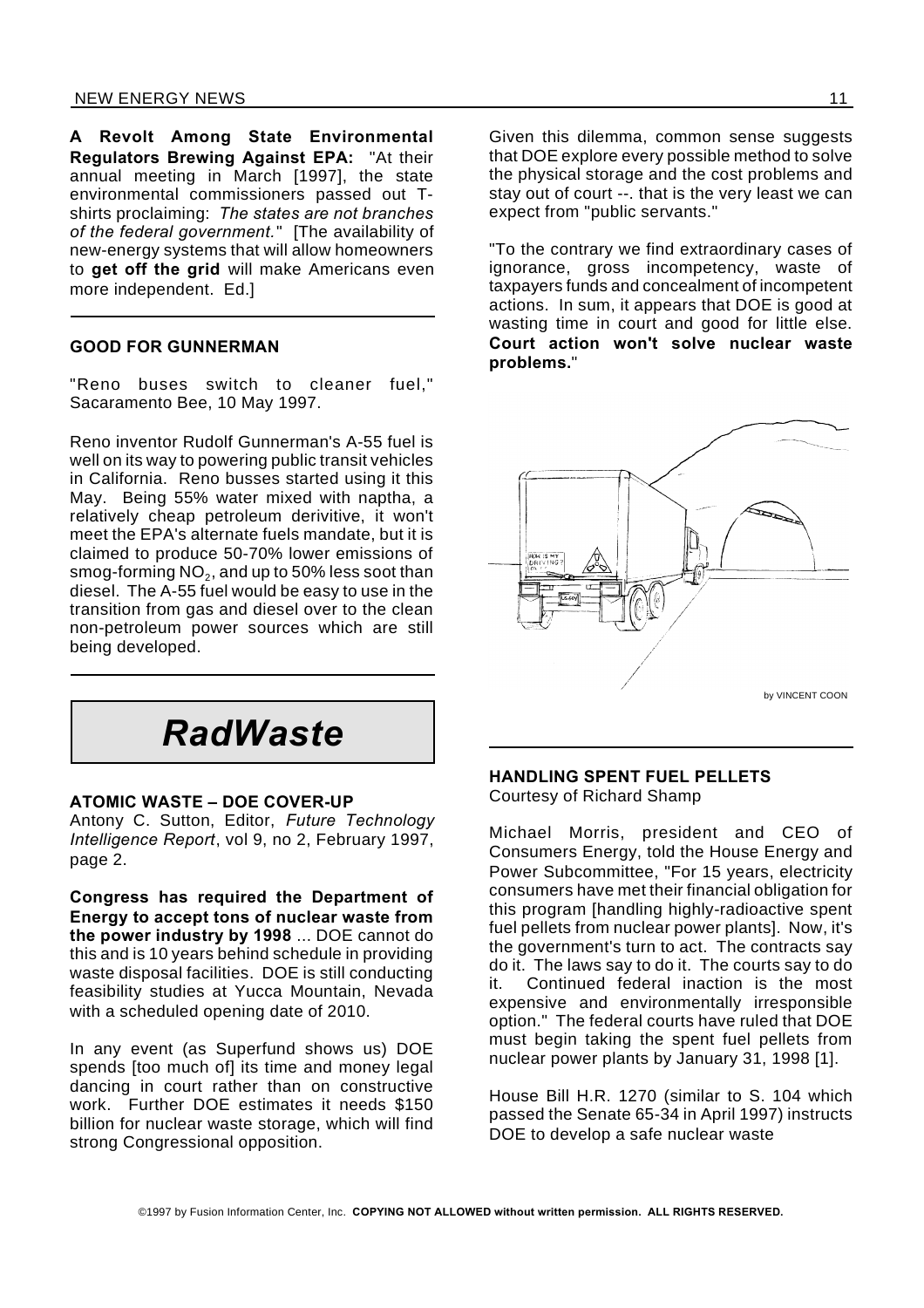**A Revolt Among State Environmental Regulators Brewing Against EPA:** "At their annual meeting in March [1997], the state environmental commissioners passed out T-shirts proclaiming: *The states are not branches of the federal government.*" [The availability of new-energy systems that will allow homeowners to **get off the grid** will make Americans even more independent. Ed.]

### GOOD FOR GUNNERMAN

"Reno buses switch to cleaner fuel," Sacaramento Bee, 10 May 1997.

Reno inventor Rudolf Gunnerman's A-55 fuel is well on its way to powering public transit vehicles in California. Reno busses started using it this May. Being 55% water mixed with naptha, a relatively cheap petroleum derivitive, it won't meet the EPA's alternate fuels mandate, but it is claimed to produce 50-70% lower emissions of smog-forming $NO_2$, and up to 50% less soot than diesel. The A-55 fuel would be easy to use in the transition from gas and diesel over to the clean non-petroleum power sources which are still being developed.

## *RadWaste*

### ATOMIC WASTE – DOE COVER-UP

Antony C. Sutton, Editor, *Future Technology Intelligence Report*, vol 9, no 2, February 1997, page 2.

**Congress has required the Department of Energy to accept tons of nuclear waste from the power industry by 1998** ... DOE cannot do this and is 10 years behind schedule in providing waste disposal facilities. DOE is still conducting feasibility studies at Yucca Mountain, Nevada with a scheduled opening date of 2010.

In any event (as Superfund shows us) DOE spends [too much of] its time and money legal dancing in court rather than on constructive work. Further DOE estimates it needs $150 billion for nuclear waste storage, which will find strong Congressional opposition.

Given this dilemma, common sense suggests that DOE explore every possible method to solve the physical storage and the cost problems and stay out of court --. that is the very least we can expect from "public servants."

"To the contrary we find extraordinary cases of ignorance, gross incompetency, waste of taxpayers funds and concealment of incompetent actions. In sum, it appears that DOE is good at wasting time in court and good for little else. **Court action won't solve nuclear waste problems.**"

by VINCENT COON

### HANDLING SPENT FUEL PELLETS

Courtesy of Richard Shamp

Michael Morris, president and CEO of Consumers Energy, told the House Energy and Power Subcommittee, "For 15 years, electricity consumers have met their financial obligation for this program [handling highly-radioactive spent fuel pellets from nuclear power plants]. Now, it's the government's turn to act. The contracts say do it. The laws say to do it. The courts say to do it. Continued federal inaction is the most expensive and environmentally irresponsible option." The federal courts have ruled that DOE must begin taking the spent fuel pellets from nuclear power plants by January 31, 1998 [1].

House Bill H.R. 1270 (similar to S. 104 which passed the Senate 65-34 in April 1997) instructs DOE to develop a safe nuclear waste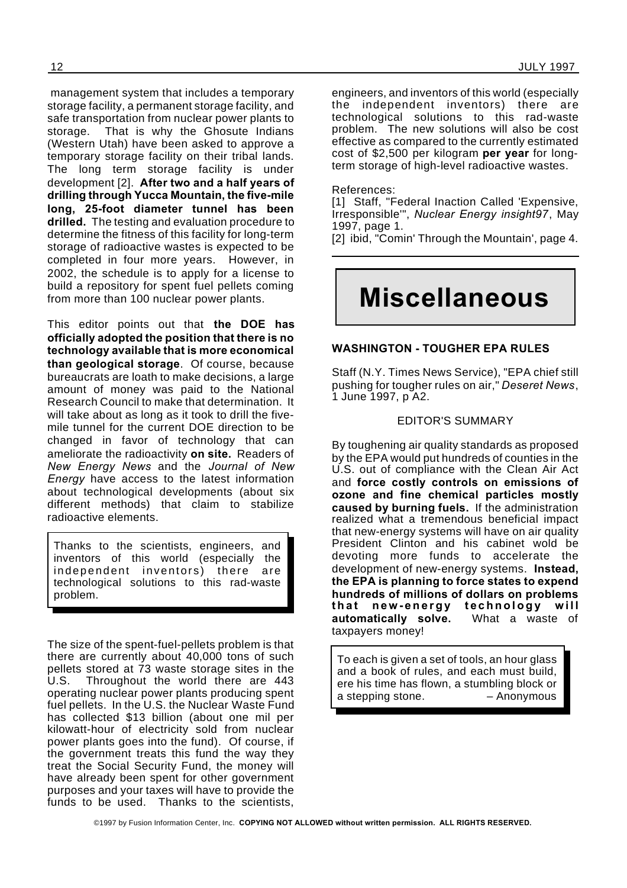management system that includes a temporary storage facility, a permanent storage facility, and safe transportation from nuclear power plants to storage. That is why the Ghosute Indians (Western Utah) have been asked to approve a temporary storage facility on their tribal lands. The long term storage facility is under development [2]. **After two and a half years of drilling through Yucca Mountain, the five-mile long, 25-foot diameter tunnel has been drilled.** The testing and evaluation procedure to determine the fitness of this facility for long-term storage of radioactive wastes is expected to be completed in four more years. However, in 2002, the schedule is to apply for a license to build a repository for spent fuel pellets coming from more than 100 nuclear power plants.

This editor points out that **the DOE has officially adopted the position that there is no technology available that is more economical than geological storage**. Of course, because bureaucrats are loath to make decisions, a large amount of money was paid to the National Research Council to make that determination. It will take about as long as it took to drill the five-mile tunnel for the current DOE direction to be changed in favor of technology that can ameliorate the radioactivity **on site.** Readers of *New Energy News* and the *Journal of New Energy* have access to the latest information about technological developments (about six different methods) that claim to stabilize radioactive elements.

> Thanks to the scientists, engineers, and inventors of this world (especially the independent inventors) there are technological solutions to this rad-waste problem.

The size of the spent-fuel-pellets problem is that there are currently about 40,000 tons of such pellets stored at 73 waste storage sites in the U.S. Throughout the world there are 443 operating nuclear power plants producing spent fuel pellets. In the U.S. the Nuclear Waste Fund has collected $13 billion (about one mil per kilowatt-hour of electricity sold from nuclear power plants goes into the fund). Of course, if the government treats this fund the way they treat the Social Security Fund, the money will have already been spent for other government purposes and your taxes will have to provide the funds to be used. Thanks to the scientists, engineers, and inventors of this world (especially the independent inventors) there are technological solutions to this rad-waste problem. The new solutions will also be cost effective as compared to the currently estimated cost of $2,500 per kilogram **per year** for long-term storage of high-level radioactive wastes.

References:

[1] Staff, "Federal Inaction Called 'Expensive, Irresponsible'", *Nuclear Energy insight97*, May 1997, page 1.

[2] ibid, "Comin' Through the Mountain', page 4.

# Miscellaneous

### WASHINGTON - TOUGHER EPA RULES

Staff (N.Y. Times News Service), "EPA chief still pushing for tougher rules on air," *Deseret News*, 1 June 1997, p A2.

EDITOR'S SUMMARY

By toughening air quality standards as proposed by the EPA would put hundreds of counties in the U.S. out of compliance with the Clean Air Act and **force costly controls on emissions of ozone and fine chemical particles mostly caused by burning fuels.** If the administration realized what a tremendous beneficial impact that new-energy systems will have on air quality President Clinton and his cabinet wold be devoting more funds to accelerate the development of new-energy systems. **Instead, the EPA is planning to force states to expend hundreds of millions of dollars on problems that new-energy technology will automatically solve.** What a waste of taxpayers money!

> To each is given a set of tools, an hour glass and a book of rules, and each must build, ere his time has flown, a stumbling block or a stepping stone. – Anonymous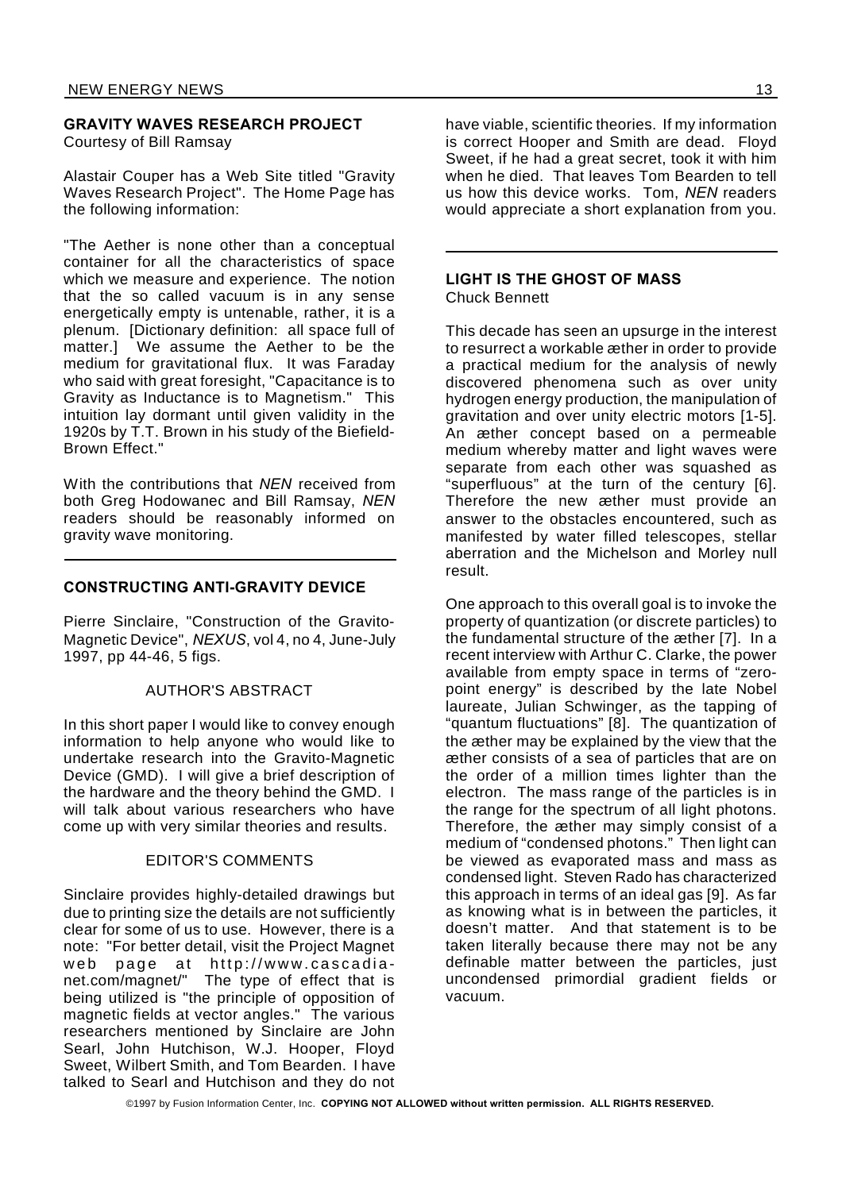## GRAVITY WAVES RESEARCH PROJECT

Courtesy of Bill Ramsay

Alastair Couper has a Web Site titled "Gravity Waves Research Project". The Home Page has the following information:

"The Aether is none other than a conceptual container for all the characteristics of space which we measure and experience. The notion that the so called vacuum is in any sense energetically empty is untenable, rather, it is a plenum. [Dictionary definition: all space full of matter.] We assume the Aether to be the medium for gravitational flux. It was Faraday who said with great foresight, "Capacitance is to Gravity as Inductance is to Magnetism." This intuition lay dormant until given validity in the 1920s by T.T. Brown in his study of the Biefield-Brown Effect."

With the contributions that *NEN* received from both Greg Hodowanec and Bill Ramsay, *NEN* readers should be reasonably informed on gravity wave monitoring.

## CONSTRUCTING ANTI-GRAVITY DEVICE

Pierre Sinclaire, "Construction of the Gravito-Magnetic Device", *NEXUS*, vol 4, no 4, June-July 1997, pp 44-46, 5 figs.

### AUTHOR'S ABSTRACT

In this short paper I would like to convey enough information to help anyone who would like to undertake research into the Gravito-Magnetic Device (GMD). I will give a brief description of the hardware and the theory behind the GMD. I will talk about various researchers who have come up with very similar theories and results.

### EDITOR'S COMMENTS

Sinclaire provides highly-detailed drawings but due to printing size the details are not sufficiently clear for some of us to use. However, there is a note: "For better detail, visit the Project Magnet web page at http://www.cascadia-net.com/magnet/" The type of effect that is being utilized is "the principle of opposition of magnetic fields at vector angles." The various researchers mentioned by Sinclaire are John Searl, John Hutchison, W.J. Hooper, Floyd Sweet, Wilbert Smith, and Tom Bearden. I have talked to Searl and Hutchison and they do not have viable, scientific theories. If my information is correct Hooper and Smith are dead. Floyd Sweet, if he had a great secret, took it with him when he died. That leaves Tom Bearden to tell us how this device works. Tom, *NEN* readers would appreciate a short explanation from you.

## LIGHT IS THE GHOST OF MASS

Chuck Bennett

This decade has seen an upsurge in the interest to resurrect a workable æther in order to provide a practical medium for the analysis of newly discovered phenomena such as over unity hydrogen energy production, the manipulation of gravitation and over unity electric motors [1-5]. An æther concept based on a permeable medium whereby matter and light waves were separate from each other was squashed as "superfluous" at the turn of the century [6]. Therefore the new æther must provide an answer to the obstacles encountered, such as manifested by water filled telescopes, stellar aberration and the Michelson and Morley null result.

One approach to this overall goal is to invoke the property of quantization (or discrete particles) to the fundamental structure of the æther [7]. In a recent interview with Arthur C. Clarke, the power available from empty space in terms of "zero-point energy" is described by the late Nobel laureate, Julian Schwinger, as the tapping of "quantum fluctuations" [8]. The quantization of the æther may be explained by the view that the æther consists of a sea of particles that are on the order of a million times lighter than the electron. The mass range of the particles is in the range for the spectrum of all light photons. Therefore, the æther may simply consist of a medium of "condensed photons." Then light can be viewed as evaporated mass and mass as condensed light. Steven Rado has characterized this approach in terms of an ideal gas [9]. As far as knowing what is in between the particles, it doesn't matter. And that statement is to be taken literally because there may not be any definable matter between the particles, just uncondensed primordial gradient fields or vacuum.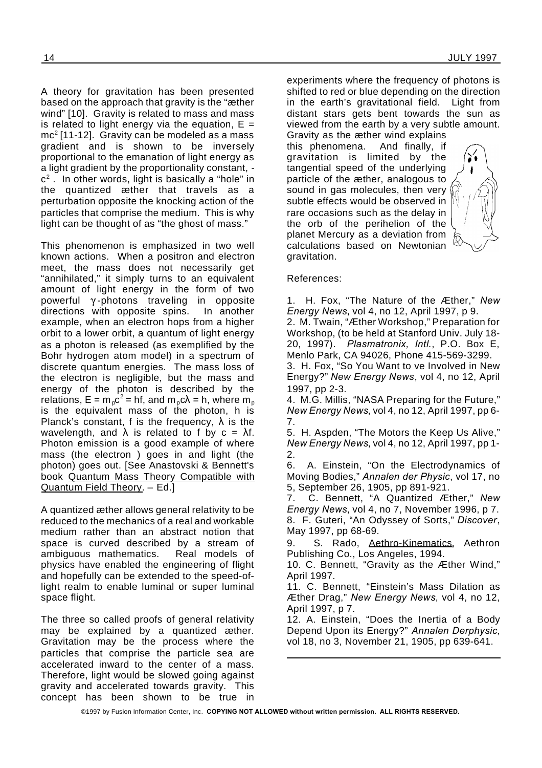A theory for gravitation has been presented based on the approach that gravity is the "æther wind" [10]. Gravity is related to mass and mass is related to light energy via the equation, $E = mc^2$ [11-12]. Gravity can be modeled as a mass gradient and is shown to be inversely proportional to the emanation of light energy as a light gradient by the proportionality constant, $-c^2$. In other words, light is basically a "hole" in the quantized æther that travels as a perturbation opposite the knocking action of the particles that comprise the medium. This is why light can be thought of as "the ghost of mass."

This phenomenon is emphasized in two well known actions. When a positron and electron meet, the mass does not necessarily get "annihilated," it simply turns to an equivalent amount of light energy in the form of two powerful $\gamma$-photons traveling in opposite directions with opposite spins. In another example, when an electron hops from a higher orbit to a lower orbit, a quantum of light energy as a photon is released (as exemplified by the Bohr hydrogen atom model) in a spectrum of discrete quantum energies. The mass loss of the electron is negligible, but the mass and energy of the photon is described by the relations, $E = m_p c^2 = hf$, and $m_p c\lambda = h$, where $m_p$ is the equivalent mass of the photon, h is Planck's constant, f is the frequency, $\lambda$ is the wavelength, and $\lambda$ is related to f by $c = \lambda f$. Photon emission is a good example of where mass (the electron ) goes in and light (the photon) goes out. [See Anastovski & Bennett's book Quantum Mass Theory Compatible with Quantum Field Theory. – Ed.]

A quantized æther allows general relativity to be reduced to the mechanics of a real and workable medium rather than an abstract notion that space is curved described by a stream of ambiguous mathematics. Real models of physics have enabled the engineering of flight and hopefully can be extended to the speed-of-light realm to enable luminal or super luminal space flight.

The three so called proofs of general relativity may be explained by a quantized æther. Gravitation may be the process where the particles that comprise the particle sea are accelerated inward to the center of a mass. Therefore, light would be slowed going against gravity and accelerated towards gravity. This concept has been shown to be true in experiments where the frequency of photons is shifted to red or blue depending on the direction in the earth's gravitational field. Light from distant stars gets bent towards the sun as viewed from the earth by a very subtle amount. Gravity as the æther wind explains this phenomena. And finally, if gravitation is limited by the tangential speed of the underlying particle of the æther, analogous to sound in gas molecules, then very subtle effects would be observed in rare occasions such as the delay in the orb of the perihelion of the planet Mercury as a deviation from calculations based on Newtonian gravitation.

References:

1. H. Fox, "The Nature of the Æther," *New Energy News*, vol 4, no 12, April 1997, p 9.
2. M. Twain, "Æther Workshop," Preparation for Workshop, (to be held at Stanford Univ. July 18-20, 1997). *Plasmatronix, Intl.*, P.O. Box E, Menlo Park, CA 94026, Phone 415-569-3299.
3. H. Fox, "So You Want to ve Involved in New Energy?" *New Energy News*, vol 4, no 12, April 1997, pp 2-3.
4. M.G. Millis, "NASA Preparing for the Future," *New Energy News*, vol 4, no 12, April 1997, pp 6-7.
5. H. Aspden, "The Motors the Keep Us Alive," *New Energy News*, vol 4, no 12, April 1997, pp 1-2.
6. A. Einstein, "On the Electrodynamics of Moving Bodies," *Annalen der Physic*, vol 17, no 5, September 26, 1905, pp 891-921.
7. C. Bennett, "A Quantized Æther," *New Energy News*, vol 4, no 7, November 1996, p 7.
8. F. Guteri, "An Odyssey of Sorts," *Discover*, May 1997, pp 68-69.
9. S. Rado, Aethro-Kinematics, Aethron Publishing Co., Los Angeles, 1994.
10. C. Bennett, "Gravity as the Æther Wind," April 1997.
11. C. Bennett, "Einstein's Mass Dilation as Æther Drag," *New Energy News*, vol 4, no 12, April 1997, p 7.
12. A. Einstein, "Does the Inertia of a Body Depend Upon its Energy?" *Annalen Derphysic*, vol 18, no 3, November 21, 1905, pp 639-641.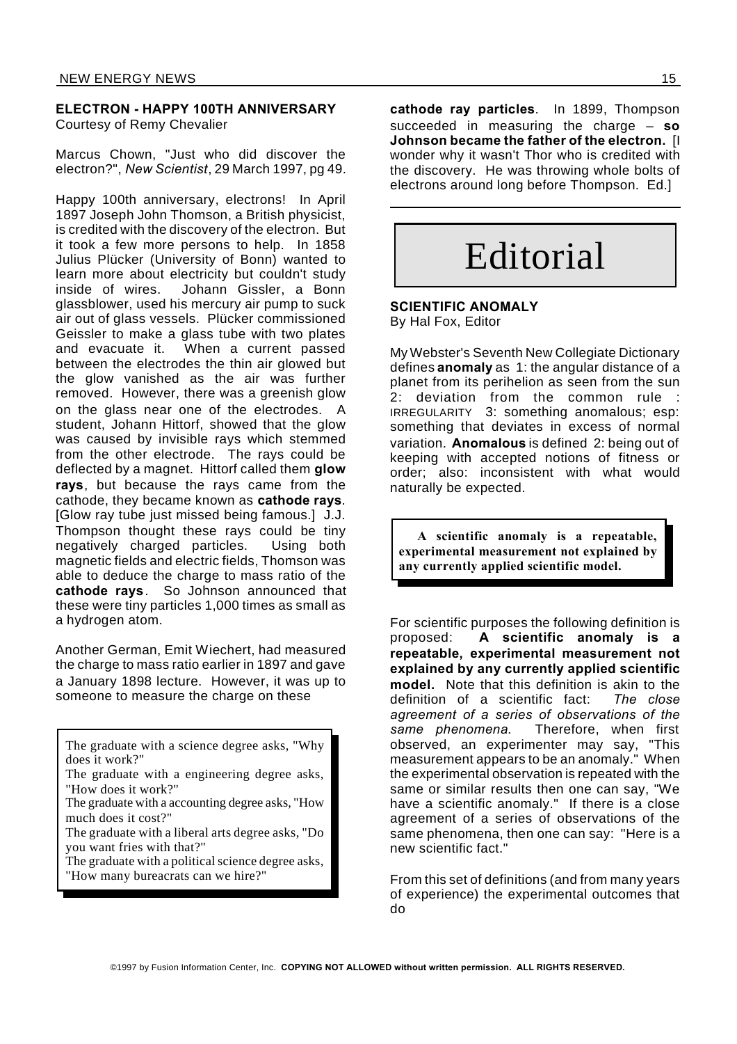## ELECTRON - HAPPY 100TH ANNIVERSARY

Courtesy of Remy Chevalier

Marcus Chown, "Just who did discover the electron?", *New Scientist*, 29 March 1997, pg 49.

Happy 100th anniversary, electrons! In April 1897 Joseph John Thomson, a British physicist, is credited with the discovery of the electron. But it took a few more persons to help. In 1858 Julius Plücker (University of Bonn) wanted to learn more about electricity but couldn't study inside of wires. Johann Gissler, a Bonn glassblower, used his mercury air pump to suck air out of glass vessels. Plücker commissioned Geissler to make a glass tube with two plates and evacuate it. When a current passed between the electrodes the thin air glowed but the glow vanished as the air was further removed. However, there was a greenish glow on the glass near one of the electrodes. A student, Johann Hittorf, showed that the glow was caused by invisible rays which stemmed from the other electrode. The rays could be deflected by a magnet. Hittorf called them **glow rays**, but because the rays came from the cathode, they became known as **cathode rays**. [Glow ray tube just missed being famous.] J.J. Thompson thought these rays could be tiny negatively charged particles. Using both magnetic fields and electric fields, Thomson was able to deduce the charge to mass ratio of the **cathode rays**. So Johnson announced that these were tiny particles 1,000 times as small as a hydrogen atom.

Another German, Emit Wiechert, had measured the charge to mass ratio earlier in 1897 and gave a January 1898 lecture. However, it was up to someone to measure the charge on these **cathode ray particles**. In 1899, Thompson succeeded in measuring the charge – **so Johnson became the father of the electron.** [I wonder why it wasn't Thor who is credited with the discovery. He was throwing whole bolts of electrons around long before Thompson. Ed.]

> The graduate with a science degree asks, "Why does it work?"
> The graduate with a engineering degree asks, "How does it work?"
> The graduate with a accounting degree asks, "How much does it cost?"
> The graduate with a liberal arts degree asks, "Do you want fries with that?"
> The graduate with a political science degree asks, "How many bureacrats can we hire?"

# Editorial

## SCIENTIFIC ANOMALY

By Hal Fox, Editor

My Webster's Seventh New Collegiate Dictionary defines **anomaly** as 1: the angular distance of a planet from its perihelion as seen from the sun 2: deviation from the common rule : IRREGULARITY 3: something anomalous; esp: something that deviates in excess of normal variation. **Anomalous** is defined 2: being out of keeping with accepted notions of fitness or order; also: inconsistent with what would naturally be expected.

> **A scientific anomaly is a repeatable, experimental measurement not explained by any currently applied scientific model.**

For scientific purposes the following definition is proposed: **A scientific anomaly is a repeatable, experimental measurement not explained by any currently applied scientific model.** Note that this definition is akin to the definition of a scientific fact: *The close agreement of a series of observations of the same phenomena.* Therefore, when first observed, an experimenter may say, "This measurement appears to be an anomaly." When the experimental observation is repeated with the same or similar results then one can say, "We have a scientific anomaly." If there is a close agreement of a series of observations of the same phenomena, then one can say: "Here is a new scientific fact."

From this set of definitions (and from many years of experience) the experimental outcomes that do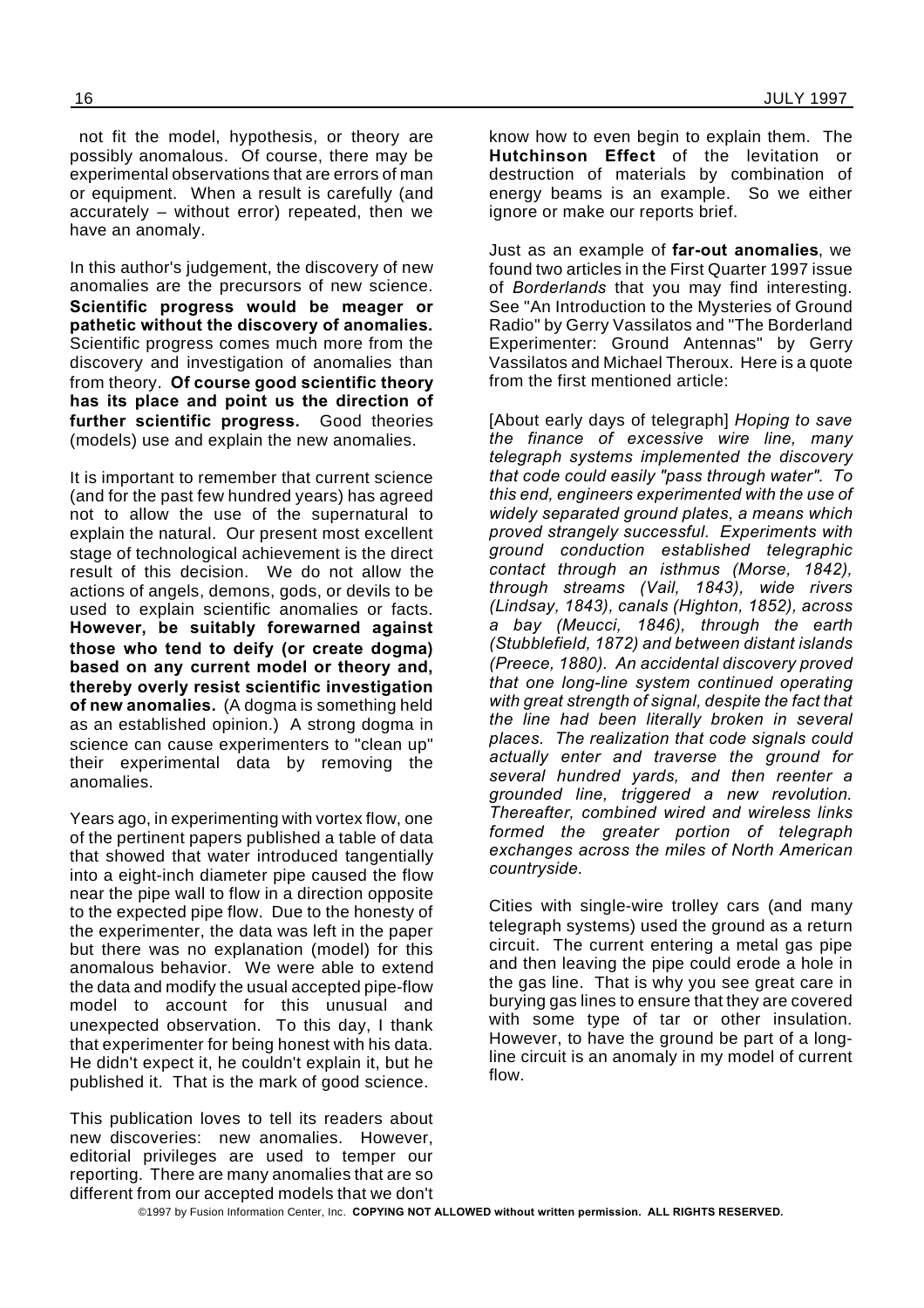not fit the model, hypothesis, or theory are possibly anomalous. Of course, there may be experimental observations that are errors of man or equipment. When a result is carefully (and accurately – without error) repeated, then we have an anomaly.

In this author's judgement, the discovery of new anomalies are the precursors of new science. **Scientific progress would be meager or pathetic without the discovery of anomalies.** Scientific progress comes much more from the discovery and investigation of anomalies than from theory. **Of course good scientific theory has its place and point us the direction of further scientific progress.** Good theories (models) use and explain the new anomalies.

It is important to remember that current science (and for the past few hundred years) has agreed not to allow the use of the supernatural to explain the natural. Our present most excellent stage of technological achievement is the direct result of this decision. We do not allow the actions of angels, demons, gods, or devils to be used to explain scientific anomalies or facts. **However, be suitably forewarned against those who tend to deify (or create dogma) based on any current model or theory and, thereby overly resist scientific investigation of new anomalies.** (A dogma is something held as an established opinion.) A strong dogma in science can cause experimenters to "clean up" their experimental data by removing the anomalies.

Years ago, in experimenting with vortex flow, one of the pertinent papers published a table of data that showed that water introduced tangentially into a eight-inch diameter pipe caused the flow near the pipe wall to flow in a direction opposite to the expected pipe flow. Due to the honesty of the experimenter, the data was left in the paper but there was no explanation (model) for this anomalous behavior. We were able to extend the data and modify the usual accepted pipe-flow model to account for this unusual and unexpected observation. To this day, I thank that experimenter for being honest with his data. He didn't expect it, he couldn't explain it, but he published it. That is the mark of good science.

This publication loves to tell its readers about new discoveries: new anomalies. However, editorial privileges are used to temper our reporting. There are many anomalies that are so different from our accepted models that we don't know how to even begin to explain them. The **Hutchinson Effect** of the levitation or destruction of materials by combination of energy beams is an example. So we either ignore or make our reports brief.

Just as an example of **far-out anomalies**, we found two articles in the First Quarter 1997 issue of *Borderlands* that you may find interesting. See "An Introduction to the Mysteries of Ground Radio" by Gerry Vassilatos and "The Borderland Experimenter: Ground Antennas" by Gerry Vassilatos and Michael Theroux. Here is a quote from the first mentioned article:

[About early days of telegraph] *Hoping to save the finance of excessive wire line, many telegraph systems implemented the discovery that code could easily "pass through water". To this end, engineers experimented with the use of widely separated ground plates, a means which proved strangely successful. Experiments with ground conduction established telegraphic contact through an isthmus (Morse, 1842), through streams (Vail, 1843), wide rivers (Lindsay, 1843), canals (Highton, 1852), across a bay (Meucci, 1846), through the earth (Stubblefield, 1872) and between distant islands (Preece, 1880). An accidental discovery proved that one long-line system continued operating with great strength of signal, despite the fact that the line had been literally broken in several places. The realization that code signals could actually enter and traverse the ground for several hundred yards, and then reenter a grounded line, triggered a new revolution. Thereafter, combined wired and wireless links formed the greater portion of telegraph exchanges across the miles of North American countryside.*

Cities with single-wire trolley cars (and many telegraph systems) used the ground as a return circuit. The current entering a metal gas pipe and then leaving the pipe could erode a hole in the gas line. That is why you see great care in burying gas lines to ensure that they are covered with some type of tar or other insulation. However, to have the ground be part of a long-line circuit is an anomaly in my model of current flow.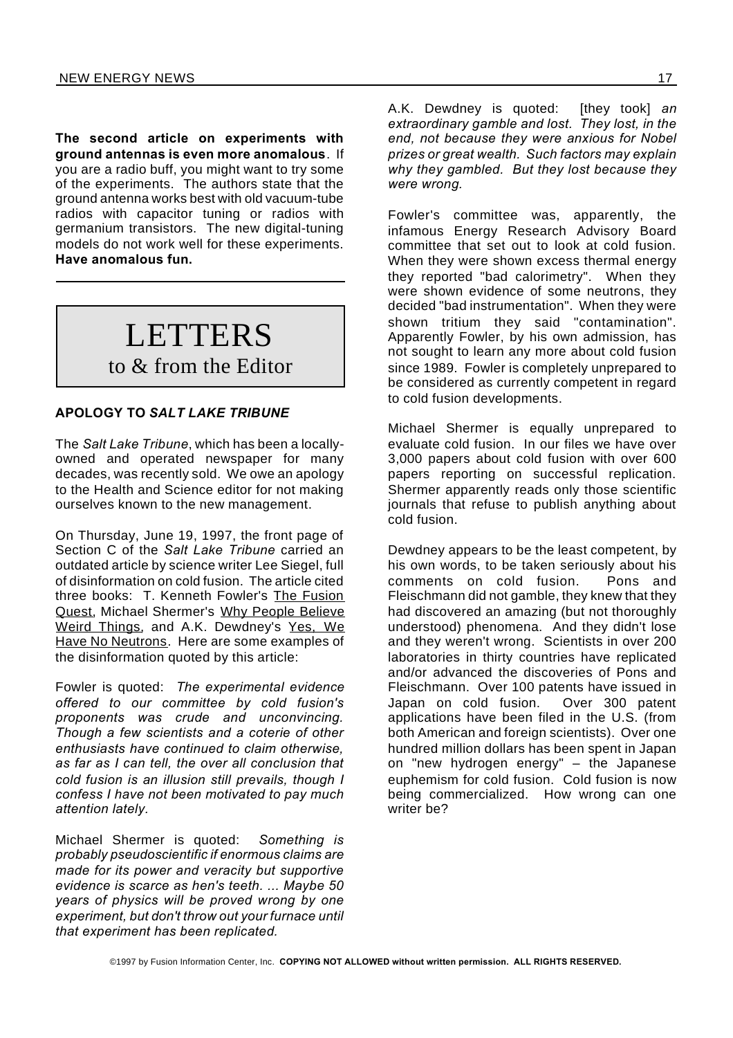**The second article on experiments with ground antennas is even more anomalous**. If you are a radio buff, you might want to try some of the experiments. The authors state that the ground antenna works best with old vacuum-tube radios with capacitor tuning or radios with germanium transistors. The new digital-tuning models do not work well for these experiments. **Have anomalous fun.**

---

# LETTERS
## to & from the Editor

### APOLOGY TO *SALT LAKE TRIBUNE*

The *Salt Lake Tribune*, which has been a locally-owned and operated newspaper for many decades, was recently sold. We owe an apology to the Health and Science editor for not making ourselves known to the new management.

On Thursday, June 19, 1997, the front page of Section C of the *Salt Lake Tribune* carried an outdated article by science writer Lee Siegel, full of disinformation on cold fusion. The article cited three books: T. Kenneth Fowler's The Fusion Quest, Michael Shermer's Why People Believe Weird Things, and A.K. Dewdney's Yes, We Have No Neutrons. Here are some examples of the disinformation quoted by this article:

Fowler is quoted: *The experimental evidence offered to our committee by cold fusion's proponents was crude and unconvincing. Though a few scientists and a coterie of other enthusiasts have continued to claim otherwise, as far as I can tell, the over all conclusion that cold fusion is an illusion still prevails, though I confess I have not been motivated to pay much attention lately.*

Michael Shermer is quoted: *Something is probably pseudoscientific if enormous claims are made for its power and veracity but supportive evidence is scarce as hen's teeth. ... Maybe 50 years of physics will be proved wrong by one experiment, but don't throw out your furnace until that experiment has been replicated.*

A.K. Dewdney is quoted: [they took] *an extraordinary gamble and lost. They lost, in the end, not because they were anxious for Nobel prizes or great wealth. Such factors may explain why they gambled. But they lost because they were wrong.*

Fowler's committee was, apparently, the infamous Energy Research Advisory Board committee that set out to look at cold fusion. When they were shown excess thermal energy they reported "bad calorimetry". When they were shown evidence of some neutrons, they decided "bad instrumentation". When they were shown tritium they said "contamination". Apparently Fowler, by his own admission, has not sought to learn any more about cold fusion since 1989. Fowler is completely unprepared to be considered as currently competent in regard to cold fusion developments.

Michael Shermer is equally unprepared to evaluate cold fusion. In our files we have over 3,000 papers about cold fusion with over 600 papers reporting on successful replication. Shermer apparently reads only those scientific journals that refuse to publish anything about cold fusion.

Dewdney appears to be the least competent, by his own words, to be taken seriously about his comments on cold fusion. Pons and Fleischmann did not gamble, they knew that they had discovered an amazing (but not thoroughly understood) phenomena. And they didn't lose and they weren't wrong. Scientists in over 200 laboratories in thirty countries have replicated and/or advanced the discoveries of Pons and Fleischmann. Over 100 patents have issued in Japan on cold fusion. Over 300 patent applications have been filed in the U.S. (from both American and foreign scientists). Over one hundred million dollars has been spent in Japan on "new hydrogen energy" – the Japanese euphemism for cold fusion. Cold fusion is now being commercialized. How wrong can one writer be?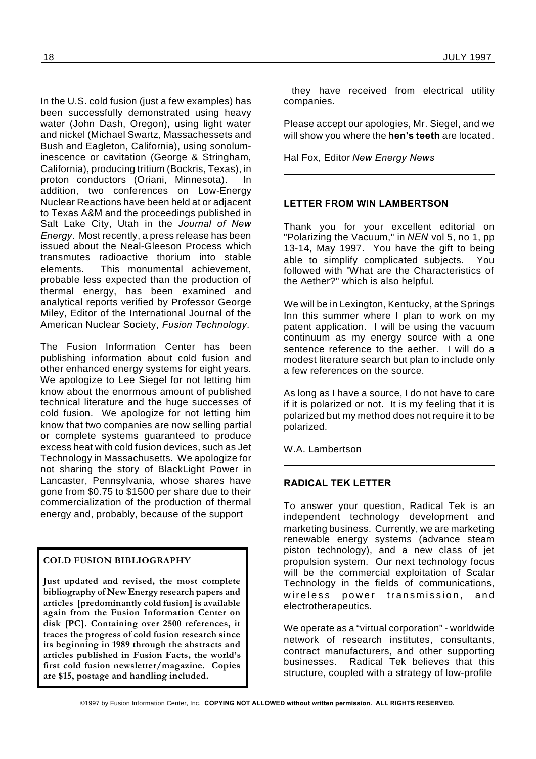In the U.S. cold fusion (just a few examples) has been successfully demonstrated using heavy water (John Dash, Oregon), using light water and nickel (Michael Swartz, Massachessets and Bush and Eagleton, California), using sonoluminescence or cavitation (George & Stringham, California), producing tritium (Bockris, Texas), in proton conductors (Oriani, Minnesota). In addition, two conferences on Low-Energy Nuclear Reactions have been held at or adjacent to Texas A&M and the proceedings published in Salt Lake City, Utah in the *Journal of New Energy*. Most recently, a press release has been issued about the Neal-Gleeson Process which transmutes radioactive thorium into stable elements. This monumental achievement, probable less expected than the production of thermal energy, has been examined and analytical reports verified by Professor George Miley, Editor of the International Journal of the American Nuclear Society, *Fusion Technology*.

The Fusion Information Center has been publishing information about cold fusion and other enhanced energy systems for eight years. We apologize to Lee Siegel for not letting him know about the enormous amount of published technical literature and the huge successes of cold fusion. We apologize for not letting him know that two companies are now selling partial or complete systems guaranteed to produce excess heat with cold fusion devices, such as Jet Technology in Massachusetts. We apologize for not sharing the story of BlackLight Power in Lancaster, Pennsylvania, whose shares have gone from $0.75 to $1500 per share due to their commercialization of the production of thermal energy and, probably, because of the support they have received from electrical utility companies.

Please accept our apologies, Mr. Siegel, and we will show you where the **hen's teeth** are located.

Hal Fox, Editor *New Energy News*

**COLD FUSION BIBLIOGRAPHY**

**Just updated and revised, the most complete bibliography of New Energy research papers and articles [predominantly cold fusion] is available again from the Fusion Information Center on disk [PC]. Containing over 2500 references, it traces the progress of cold fusion research since its beginning in 1989 through the abstracts and articles published in Fusion Facts, the world's first cold fusion newsletter/magazine. Copies are $15, postage and handling included.**

## LETTER FROM WIN LAMBERTSON

Thank you for your excellent editorial on "Polarizing the Vacuum," in *NEN* vol 5, no 1, pp 13-14, May 1997. You have the gift to being able to simplify complicated subjects. You followed with "What are the Characteristics of the Aether?" which is also helpful.

We will be in Lexington, Kentucky, at the Springs Inn this summer where I plan to work on my patent application. I will be using the vacuum continuum as my energy source with a one sentence reference to the aether. I will do a modest literature search but plan to include only a few references on the source.

As long as I have a source, I do not have to care if it is polarized or not. It is my feeling that it is polarized but my method does not require it to be polarized.

W.A. Lambertson

## RADICAL TEK LETTER

To answer your question, Radical Tek is an independent technology development and marketing business. Currently, we are marketing renewable energy systems (advance steam piston technology), and a new class of jet propulsion system. Our next technology focus will be the commercial exploitation of Scalar Technology in the fields of communications, wireless power transmission, and electrotherapeutics.

We operate as a "virtual corporation" - worldwide network of research institutes, consultants, contract manufacturers, and other supporting businesses. Radical Tek believes that this structure, coupled with a strategy of low-profile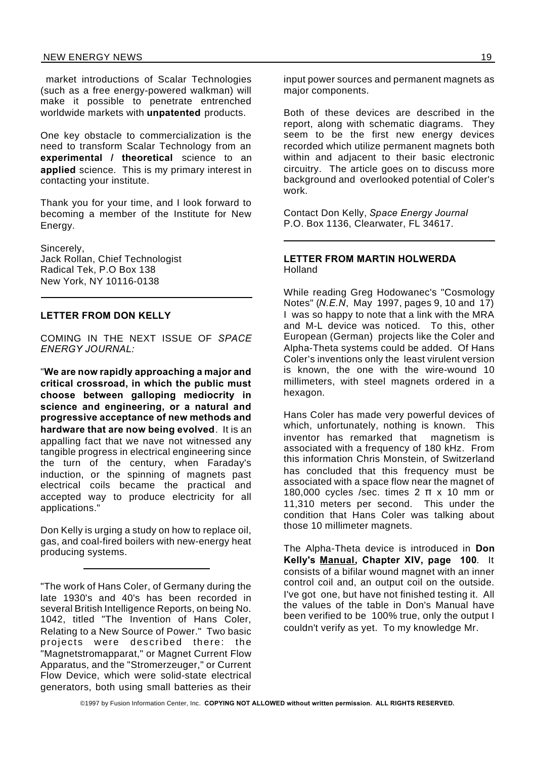market introductions of Scalar Technologies (such as a free energy-powered walkman) will make it possible to penetrate entrenched worldwide markets with **unpatented** products.

One key obstacle to commercialization is the need to transform Scalar Technology from an **experimental / theoretical** science to an **applied** science. This is my primary interest in contacting your institute.

Thank you for your time, and I look forward to becoming a member of the Institute for New Energy.

Sincerely,
Jack Rollan, Chief Technologist
Radical Tek, P.O Box 138
New York, NY 10116-0138

---

**LETTER FROM DON KELLY**

COMING IN THE NEXT ISSUE OF *SPACE ENERGY JOURNAL:*

"**We are now rapidly approaching a major and critical crossroad, in which the public must choose between galloping mediocrity in science and engineering, or a natural and progressive acceptance of new methods and hardware that are now being evolved**. It is an appalling fact that we nave not witnessed any tangible progress in electrical engineering since the turn of the century, when Faraday's induction, or the spinning of magnets past electrical coils became the practical and accepted way to produce electricity for all applications."

Don Kelly is urging a study on how to replace oil, gas, and coal-fired boilers with new-energy heat producing systems.

---

"The work of Hans Coler, of Germany during the late 1930's and 40's has been recorded in several British Intelligence Reports, on being No. 1042, titled "The Invention of Hans Coler, Relating to a New Source of Power." Two basic projects were described there: the "Magnetstromapparat," or Magnet Current Flow Apparatus, and the "Stromerzeuger," or Current Flow Device, which were solid-state electrical generators, both using small batteries as their input power sources and permanent magnets as major components.

Both of these devices are described in the report, along with schematic diagrams. They seem to be the first new energy devices recorded which utilize permanent magnets both within and adjacent to their basic electronic circuitry. The article goes on to discuss more background and overlooked potential of Coler's work.

Contact Don Kelly, *Space Energy Journal*
P.O. Box 1136, Clearwater, FL 34617.

---

**LETTER FROM MARTIN HOLWERDA**
Holland

While reading Greg Hodowanec's "Cosmology Notes" (*N.E.N*, May 1997, pages 9, 10 and 17) I was so happy to note that a link with the MRA and M-L device was noticed. To this, other European (German) projects like the Coler and Alpha-Theta systems could be added. Of Hans Coler's inventions only the least virulent version is known, the one with the wire-wound 10 millimeters, with steel magnets ordered in a hexagon.

Hans Coler has made very powerful devices of which, unfortunately, nothing is known. This inventor has remarked that magnetism is associated with a frequency of 180 kHz. From this information Chris Monstein, of Switzerland has concluded that this frequency must be associated with a space flow near the magnet of 180,000 cycles /sec. times 2 $\pi$ x 10 mm or 11,310 meters per second. This under the condition that Hans Coler was talking about those 10 millimeter magnets.

The Alpha-Theta device is introduced in **Don Kelly's Manual, Chapter XIV, page 100**. It consists of a bifilar wound magnet with an inner control coil and, an output coil on the outside. I've got one, but have not finished testing it. All the values of the table in Don's Manual have been verified to be 100% true, only the output I couldn't verify as yet. To my knowledge Mr.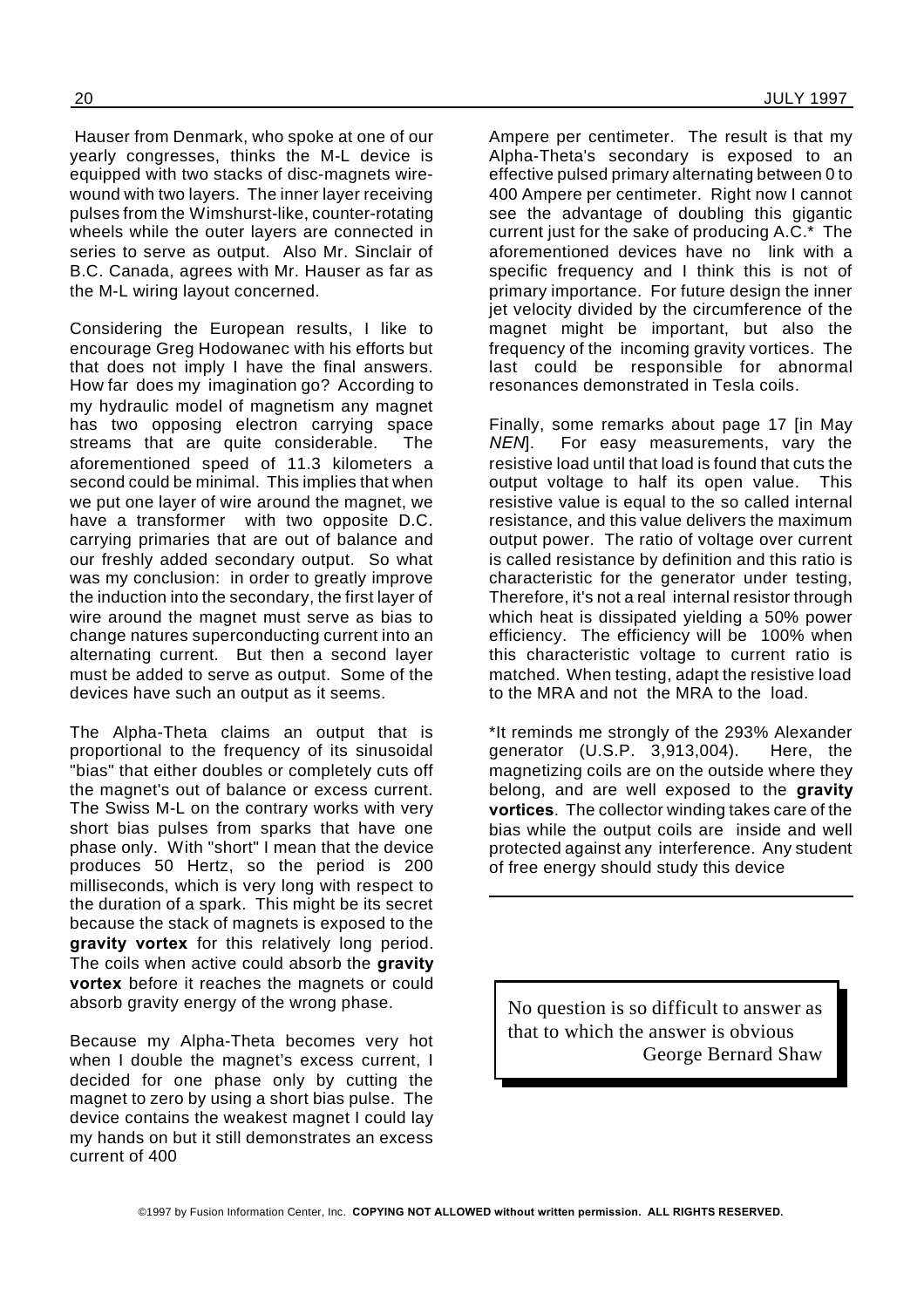Hauser from Denmark, who spoke at one of our yearly congresses, thinks the M-L device is equipped with two stacks of disc-magnets wire-wound with two layers. The inner layer receiving pulses from the Wimshurst-like, counter-rotating wheels while the outer layers are connected in series to serve as output. Also Mr. Sinclair of B.C. Canada, agrees with Mr. Hauser as far as the M-L wiring layout concerned.

Considering the European results, I like to encourage Greg Hodowanec with his efforts but that does not imply I have the final answers. How far does my imagination go? According to my hydraulic model of magnetism any magnet has two opposing electron carrying space streams that are quite considerable. The aforementioned speed of 11.3 kilometers a second could be minimal. This implies that when we put one layer of wire around the magnet, we have a transformer with two opposite D.C. carrying primaries that are out of balance and our freshly added secondary output. So what was my conclusion: in order to greatly improve the induction into the secondary, the first layer of wire around the magnet must serve as bias to change natures superconducting current into an alternating current. But then a second layer must be added to serve as output. Some of the devices have such an output as it seems.

The Alpha-Theta claims an output that is proportional to the frequency of its sinusoidal "bias" that either doubles or completely cuts off the magnet's out of balance or excess current. The Swiss M-L on the contrary works with very short bias pulses from sparks that have one phase only. With "short" I mean that the device produces 50 Hertz, so the period is 200 milliseconds, which is very long with respect to the duration of a spark. This might be its secret because the stack of magnets is exposed to the **gravity vortex** for this relatively long period. The coils when active could absorb the **gravity vortex** before it reaches the magnets or could absorb gravity energy of the wrong phase.

Because my Alpha-Theta becomes very hot when I double the magnet's excess current, I decided for one phase only by cutting the magnet to zero by using a short bias pulse. The device contains the weakest magnet I could lay my hands on but it still demonstrates an excess current of 400 Ampere per centimeter. The result is that my Alpha-Theta's secondary is exposed to an effective pulsed primary alternating between 0 to 400 Ampere per centimeter. Right now I cannot see the advantage of doubling this gigantic current just for the sake of producing A.C.* The aforementioned devices have no link with a specific frequency and I think this is not of primary importance. For future design the inner jet velocity divided by the circumference of the magnet might be important, but also the frequency of the incoming gravity vortices. The last could be responsible for abnormal resonances demonstrated in Tesla coils.

Finally, some remarks about page 17 [in May *NEN*]. For easy measurements, vary the resistive load until that load is found that cuts the output voltage to half its open value. This resistive value is equal to the so called internal resistance, and this value delivers the maximum output power. The ratio of voltage over current is called resistance by definition and this ratio is characteristic for the generator under testing, Therefore, it's not a real internal resistor through which heat is dissipated yielding a 50% power efficiency. The efficiency will be 100% when this characteristic voltage to current ratio is matched. When testing, adapt the resistive load to the MRA and not the MRA to the load.

*It reminds me strongly of the 293% Alexander generator (U.S.P. 3,913,004). Here, the magnetizing coils are on the outside where they belong, and are well exposed to the **gravity vortices**. The collector winding takes care of the bias while the output coils are inside and well protected against any interference. Any student of free energy should study this device

---

> No question is so difficult to answer as that to which the answer is obvious
>
> George Bernard Shaw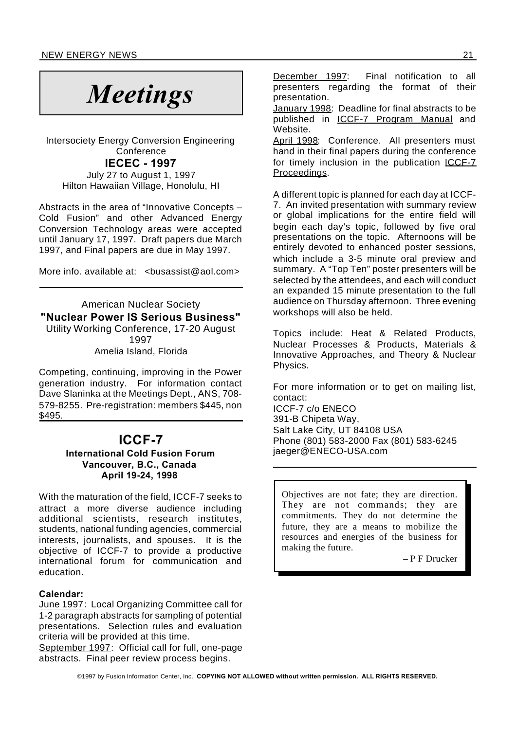# *Meetings*

Intersociety Energy Conversion Engineering Conference

**IECEC - 1997**

July 27 to August 1, 1997
Hilton Hawaiian Village, Honolulu, HI

Abstracts in the area of "Innovative Concepts – Cold Fusion" and other Advanced Energy Conversion Technology areas were accepted until January 17, 1997. Draft papers due March 1997, and Final papers are due in May 1997.

More info. available at: <busassist@aol.com>

---

American Nuclear Society

**"Nuclear Power IS Serious Business"**

Utility Working Conference, 17-20 August 1997
Amelia Island, Florida

Competing, continuing, improving in the Power generation industry. For information contact Dave Slaninka at the Meetings Dept., ANS, 708-579-8255. Pre-registration: members $445, non $495.

---

## ICCF-7

**International Cold Fusion Forum**
**Vancouver, B.C., Canada**
**April 19-24, 1998**

With the maturation of the field, ICCF-7 seeks to attract a more diverse audience including additional scientists, research institutes, students, national funding agencies, commercial interests, journalists, and spouses. It is the objective of ICCF-7 to provide a productive international forum for communication and education.

**Calendar:**

June 1997: Local Organizing Committee call for 1-2 paragraph abstracts for sampling of potential presentations. Selection rules and evaluation criteria will be provided at this time.

September 1997: Official call for full, one-page abstracts. Final peer review process begins.

December 1997: Final notification to all presenters regarding the format of their presentation.

January 1998: Deadline for final abstracts to be published in ICCF-7 Program Manual and Website.

April 1998: Conference. All presenters must hand in their final papers during the conference for timely inclusion in the publication ICCF-7 Proceedings.

A different topic is planned for each day at ICCF-7. An invited presentation with summary review or global implications for the entire field will begin each day's topic, followed by five oral presentations on the topic. Afternoons will be entirely devoted to enhanced poster sessions, which include a 3-5 minute oral preview and summary. A "Top Ten" poster presenters will be selected by the attendees, and each will conduct an expanded 15 minute presentation to the full audience on Thursday afternoon. Three evening workshops will also be held.

Topics include: Heat & Related Products, Nuclear Processes & Products, Materials & Innovative Approaches, and Theory & Nuclear Physics.

For more information or to get on mailing list, contact:
ICCF-7 c/o ENECO
391-B Chipeta Way,
Salt Lake City, UT 84108 USA
Phone (801) 583-2000 Fax (801) 583-6245
jaeger@ENECO-USA.com

---

> Objectives are not fate; they are direction. They are not commands; they are commitments. They do not determine the future, they are a means to mobilize the resources and energies of the business for making the future.
>
> – P F Drucker

©1997 by Fusion Information Center, Inc. **COPYING NOT ALLOWED without written permission. ALL RIGHTS RESERVED.**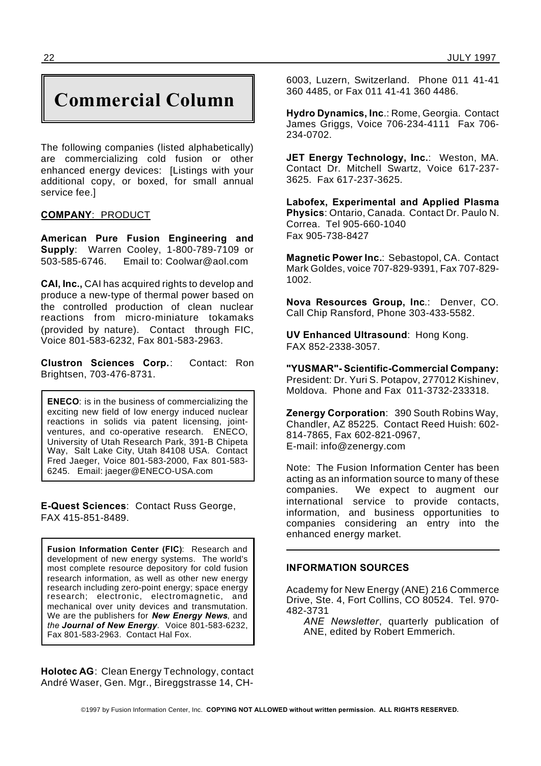# Commercial Column

The following companies (listed alphabetically) are commercializing cold fusion or other enhanced energy devices: [Listings with your additional copy, or boxed, for small annual service fee.]

**COMPANY**: PRODUCT

**American Pure Fusion Engineering and Supply**: Warren Cooley, 1-800-789-7109 or 503-585-6746. Email to: Coolwar@aol.com

**CAI, Inc.,** CAI has acquired rights to develop and produce a new-type of thermal power based on the controlled production of clean nuclear reactions from micro-miniature tokamaks (provided by nature). Contact through FIC, Voice 801-583-6232, Fax 801-583-2963.

**Clustron Sciences Corp.**: Contact: Ron Brightsen, 703-476-8731.

**ENECO**: is in the business of commercializing the exciting new field of low energy induced nuclear reactions in solids via patent licensing, joint-ventures, and co-operative research. ENECO, University of Utah Research Park, 391-B Chipeta Way, Salt Lake City, Utah 84108 USA. Contact Fred Jaeger, Voice 801-583-2000, Fax 801-583-6245. Email: jaeger@ENECO-USA.com

**E-Quest Sciences**: Contact Russ George, FAX 415-851-8489.

**Fusion Information Center (FIC)**: Research and development of new energy systems. The world's most complete resource depository for cold fusion research information, as well as other new energy research including zero-point energy; space energy research; electronic, electromagnetic, and mechanical over unity devices and transmutation. We are the publishers for ***New Energy News***, and *the **Journal of New Energy***. Voice 801-583-6232, Fax 801-583-2963. Contact Hal Fox.

**Holotec AG**: Clean Energy Technology, contact André Waser, Gen. Mgr., Bireggstrasse 14, CH-6003, Luzern, Switzerland. Phone 011 41-41 360 4485, or Fax 011 41-41 360 4486.

**Hydro Dynamics, Inc**.: Rome, Georgia. Contact James Griggs, Voice 706-234-4111 Fax 706-234-0702.

**JET Energy Technology, Inc.**: Weston, MA. Contact Dr. Mitchell Swartz, Voice 617-237-3625. Fax 617-237-3625.

**Labofex, Experimental and Applied Plasma Physics**: Ontario, Canada. Contact Dr. Paulo N. Correa. Tel 905-660-1040
Fax 905-738-8427

**Magnetic Power Inc.**: Sebastopol, CA. Contact Mark Goldes, voice 707-829-9391, Fax 707-829-1002.

**Nova Resources Group, Inc**.: Denver, CO. Call Chip Ransford, Phone 303-433-5582.

**UV Enhanced Ultrasound**: Hong Kong.
FAX 852-2338-3057.

**"YUSMAR"- Scientific-Commercial Company:** President: Dr. Yuri S. Potapov, 277012 Kishinev, Moldova. Phone and Fax 011-3732-233318.

**Zenergy Corporation**: 390 South Robins Way, Chandler, AZ 85225. Contact Reed Huish: 602-814-7865, Fax 602-821-0967,
E-mail: info@zenergy.com

Note: The Fusion Information Center has been acting as an information source to many of these companies. We expect to augment our international service to provide contacts, information, and business opportunities to companies considering an entry into the enhanced energy market.

---

#### INFORMATION SOURCES

Academy for New Energy (ANE) 216 Commerce Drive, Ste. 4, Fort Collins, CO 80524. Tel. 970-482-3731

*ANE Newsletter*, quarterly publication of ANE, edited by Robert Emmerich.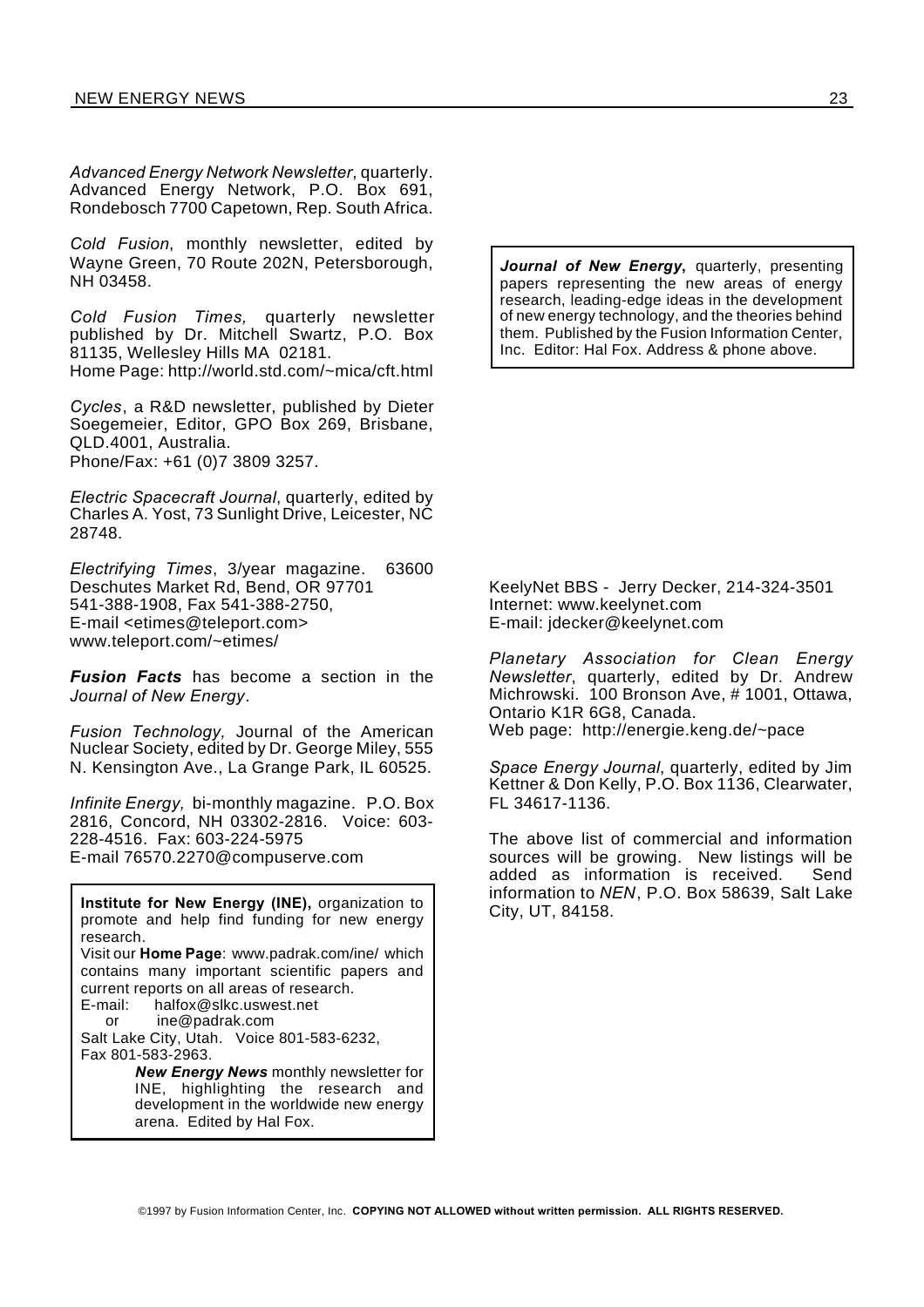*Advanced Energy Network Newsletter*, quarterly. Advanced Energy Network, P.O. Box 691, Rondebosch 7700 Capetown, Rep. South Africa.

*Cold Fusion*, monthly newsletter, edited by Wayne Green, 70 Route 202N, Petersborough, NH 03458.

*Cold Fusion Times,* quarterly newsletter published by Dr. Mitchell Swartz, P.O. Box 81135, Wellesley Hills MA 02181.
Home Page: http://world.std.com/~mica/cft.html

*Cycles*, a R&D newsletter, published by Dieter Soegemeier, Editor, GPO Box 269, Brisbane, QLD.4001, Australia.
Phone/Fax: +61 (0)7 3809 3257.

*Electric Spacecraft Journal*, quarterly, edited by Charles A. Yost, 73 Sunlight Drive, Leicester, NC 28748.

*Electrifying Times*, 3/year magazine. 63600 Deschutes Market Rd, Bend, OR 97701
541-388-1908, Fax 541-388-2750,
E-mail <etimes@teleport.com>
www.teleport.com/~etimes/

***Fusion Facts*** has become a section in the *Journal of New Energy*.

*Fusion Technology,* Journal of the American Nuclear Society, edited by Dr. George Miley, 555 N. Kensington Ave., La Grange Park, IL 60525.

*Infinite Energy,* bi-monthly magazine. P.O. Box 2816, Concord, NH 03302-2816. Voice: 603-228-4516. Fax: 603-224-5975
E-mail 76570.2270@compuserve.com

**Institute for New Energy (INE),** organization to promote and help find funding for new energy research.
Visit our **Home Page**: www.padrak.com/ine/ which contains many important scientific papers and current reports on all areas of research.
E-mail: halfox@slkc.uswest.net
or ine@padrak.com
Salt Lake City, Utah. Voice 801-583-6232,
Fax 801-583-2963.

***New Energy News*** monthly newsletter for INE, highlighting the research and development in the worldwide new energy arena. Edited by Hal Fox.

***Journal of New Energy*****,** quarterly, presenting papers representing the new areas of energy research, leading-edge ideas in the development of new energy technology, and the theories behind them. Published by the Fusion Information Center, Inc. Editor: Hal Fox. Address & phone above.

KeelyNet BBS - Jerry Decker, 214-324-3501
Internet: www.keelynet.com
E-mail: jdecker@keelynet.com

*Planetary Association for Clean Energy Newsletter*, quarterly, edited by Dr. Andrew Michrowski. 100 Bronson Ave, # 1001, Ottawa, Ontario K1R 6G8, Canada.
Web page: http://energie.keng.de/~pace

*Space Energy Journal*, quarterly, edited by Jim Kettner & Don Kelly, P.O. Box 1136, Clearwater, FL 34617-1136.

The above list of commercial and information sources will be growing. New listings will be added as information is received. Send information to *NEN*, P.O. Box 58639, Salt Lake City, UT, 84158.

©1997 by Fusion Information Center, Inc. **COPYING NOT ALLOWED without written permission. ALL RIGHTS RESERVED.**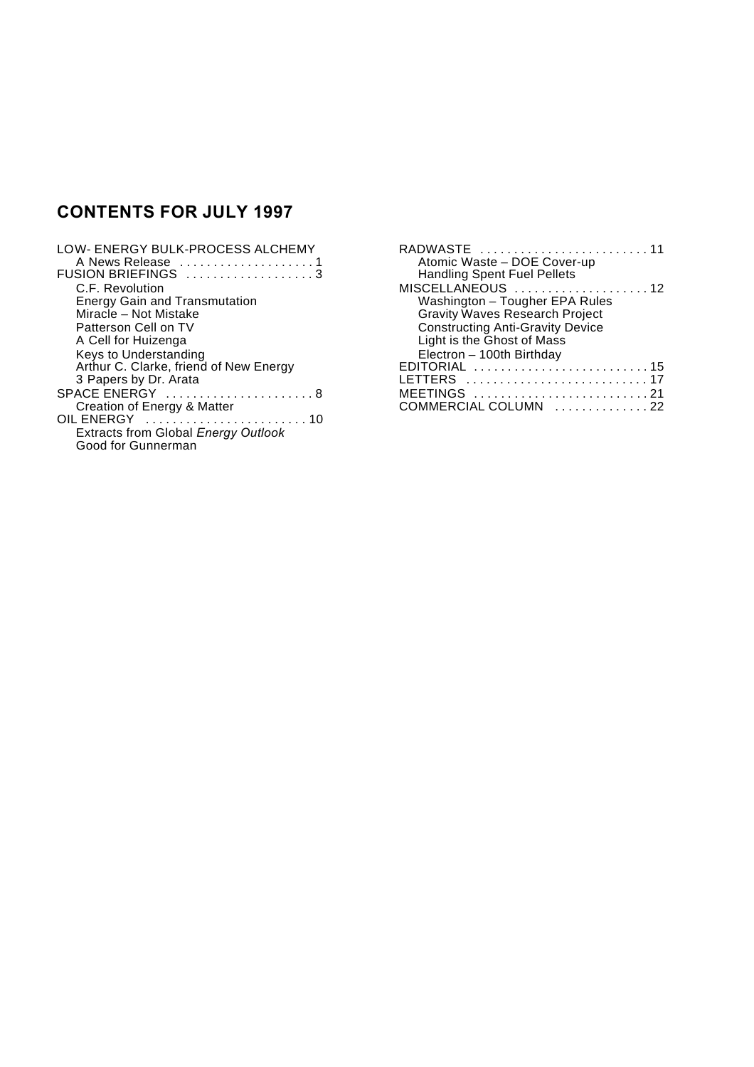## CONTENTS FOR JULY 1997

LOW- ENERGY BULK-PROCESS ALCHEMY
- A News Release . . . . . . . . . . . . . . . . . . . . 1

FUSION BRIEFINGS . . . . . . . . . . . . . . . . . . . 3
- C.F. Revolution
- Energy Gain and Transmutation
- Miracle – Not Mistake
- Patterson Cell on TV
- A Cell for Huizenga
- Keys to Understanding
- Arthur C. Clarke, friend of New Energy
- 3 Papers by Dr. Arata

SPACE ENERGY . . . . . . . . . . . . . . . . . . . . . . 8
- Creation of Energy & Matter

OIL ENERGY . . . . . . . . . . . . . . . . . . . . . . . . 10
- Extracts from Global *Energy Outlook*
- Good for Gunnerman

RADWASTE . . . . . . . . . . . . . . . . . . . . . . . . . 11
- Atomic Waste – DOE Cover-up
- Handling Spent Fuel Pellets

MISCELLANEOUS . . . . . . . . . . . . . . . . . . . . 12
- Washington – Tougher EPA Rules
- Gravity Waves Research Project
- Constructing Anti-Gravity Device
- Light is the Ghost of Mass
- Electron – 100th Birthday

EDITORIAL . . . . . . . . . . . . . . . . . . . . . . . . . . 15

LETTERS . . . . . . . . . . . . . . . . . . . . . . . . . . . 17

MEETINGS . . . . . . . . . . . . . . . . . . . . . . . . . . 21

COMMERCIAL COLUMN . . . . . . . . . . . . . . 22